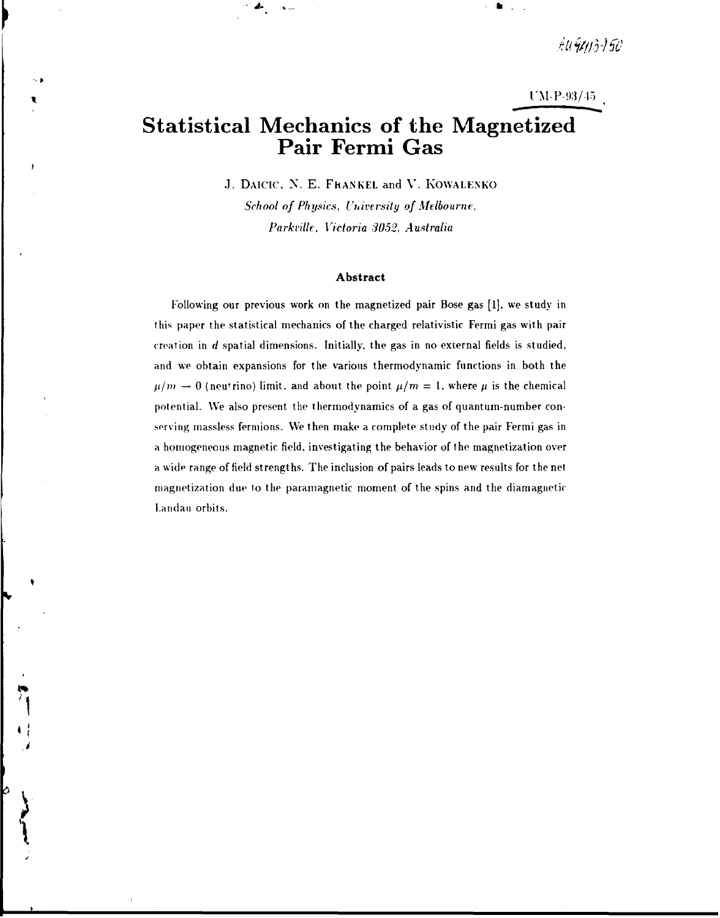AU9413750

UM-P-93/45

# Statistical Mechanics of the Magnetized Pair Fermi Gas

J. DAICIC, N. E. FRANKEL and V. KOWALENKO

*School of Physics, University of Melbourne,*
*Parkville, Victoria 3052, Australia*

### Abstract

Following our previous work on the magnetized pair Bose gas [1], we study in this paper the statistical mechanics of the charged relativistic Fermi gas with pair creation in $d$ spatial dimensions. Initially, the gas in no external fields is studied, and we obtain expansions for the various thermodynamic functions in both the $\mu/m \to 0$ (neutrino) limit, and about the point $\mu/m = 1$, where $\mu$ is the chemical potential. We also present the thermodynamics of a gas of quantum-number conserving massless fermions. We then make a complete study of the pair Fermi gas in a homogeneous magnetic field, investigating the behavior of the magnetization over a wide range of field strengths. The inclusion of pairs leads to new results for the net magnetization due to the paramagnetic moment of the spins and the diamagnetic Landau orbits.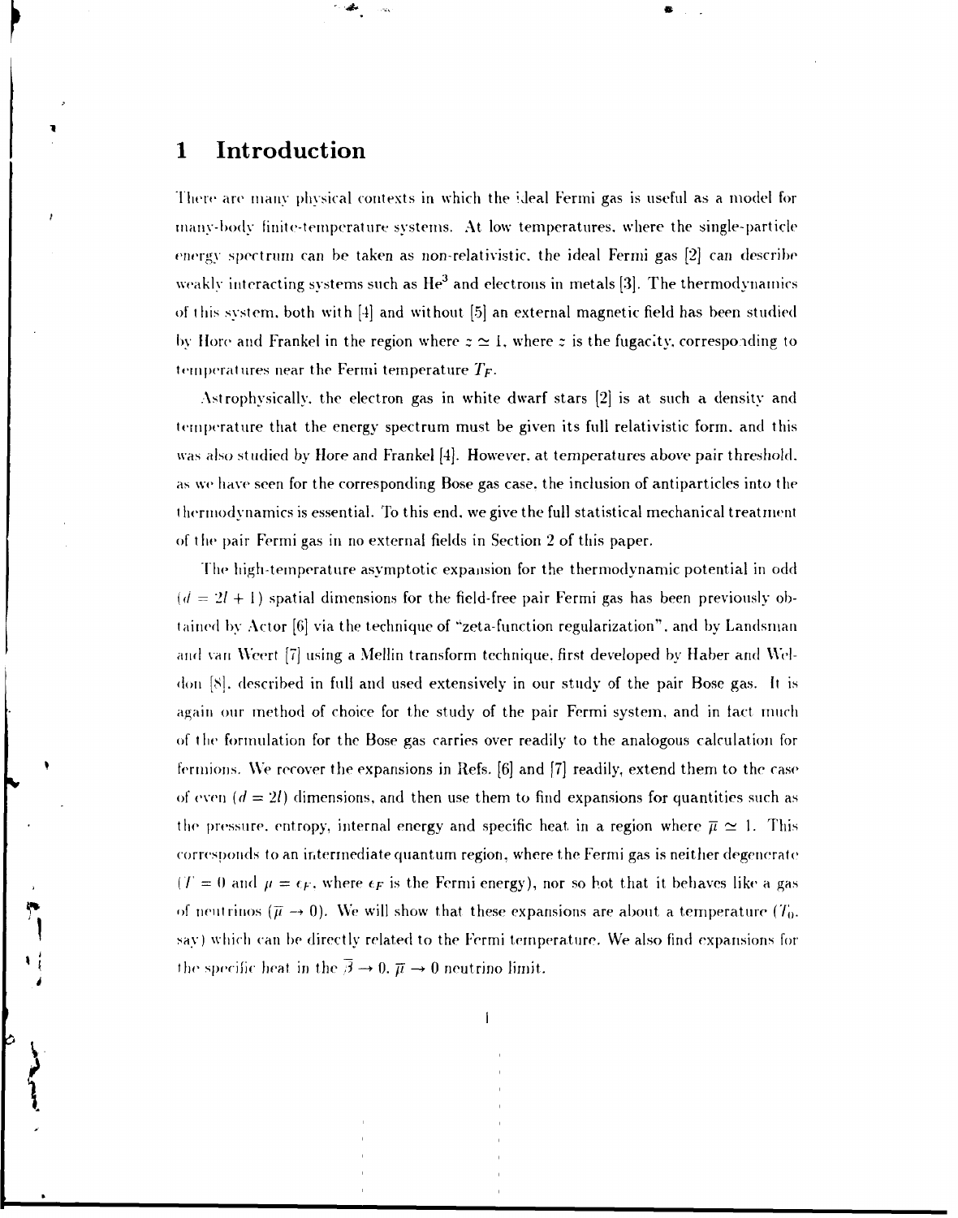# 1 Introduction

There are many physical contexts in which the ideal Fermi gas is useful as a model for many-body finite-temperature systems. At low temperatures, where the single-particle energy spectrum can be taken as non-relativistic, the ideal Fermi gas [2] can describe weakly interacting systems such as $He^3$ and electrons in metals [3]. The thermodynamics of this system, both with [4] and without [5] an external magnetic field has been studied by Hore and Frankel in the region where $z \simeq 1$, where $z$ is the fugacity, corresponding to temperatures near the Fermi temperature $T_F$.

Astrophysically, the electron gas in white dwarf stars [2] is at such a density and temperature that the energy spectrum must be given its full relativistic form, and this was also studied by Hore and Frankel [4]. However, at temperatures above pair threshold, as we have seen for the corresponding Bose gas case, the inclusion of antiparticles into the thermodynamics is essential. To this end, we give the full statistical mechanical treatment of the pair Fermi gas in no external fields in Section 2 of this paper.

The high-temperature asymptotic expansion for the thermodynamic potential in odd ($d = 2l + 1$) spatial dimensions for the field-free pair Fermi gas has been previously obtained by Actor [6] via the technique of "zeta-function regularization", and by Landsman and van Weert [7] using a Mellin transform technique, first developed by Haber and Weldon [8], described in full and used extensively in our study of the pair Bose gas. It is again our method of choice for the study of the pair Fermi system, and in fact much of the formulation for the Bose gas carries over readily to the analogous calculation for fermions. We recover the expansions in Refs. [6] and [7] readily, extend them to the case of even ($d = 2l$) dimensions, and then use them to find expansions for quantities such as the pressure, entropy, internal energy and specific heat in a region where $\overline{\mu} \simeq 1$. This corresponds to an intermediate quantum region, where the Fermi gas is neither degenerate ($T = 0$ and $\mu = \epsilon_F$, where $\epsilon_F$ is the Fermi energy), nor so hot that it behaves like a gas of neutrinos ($\overline{\mu} \to 0$). We will show that these expansions are about a temperature ($T_0$, say) which can be directly related to the Fermi temperature. We also find expansions for the specific heat in the $\overline{\beta} \to 0$, $\overline{\mu} \to 0$ neutrino limit.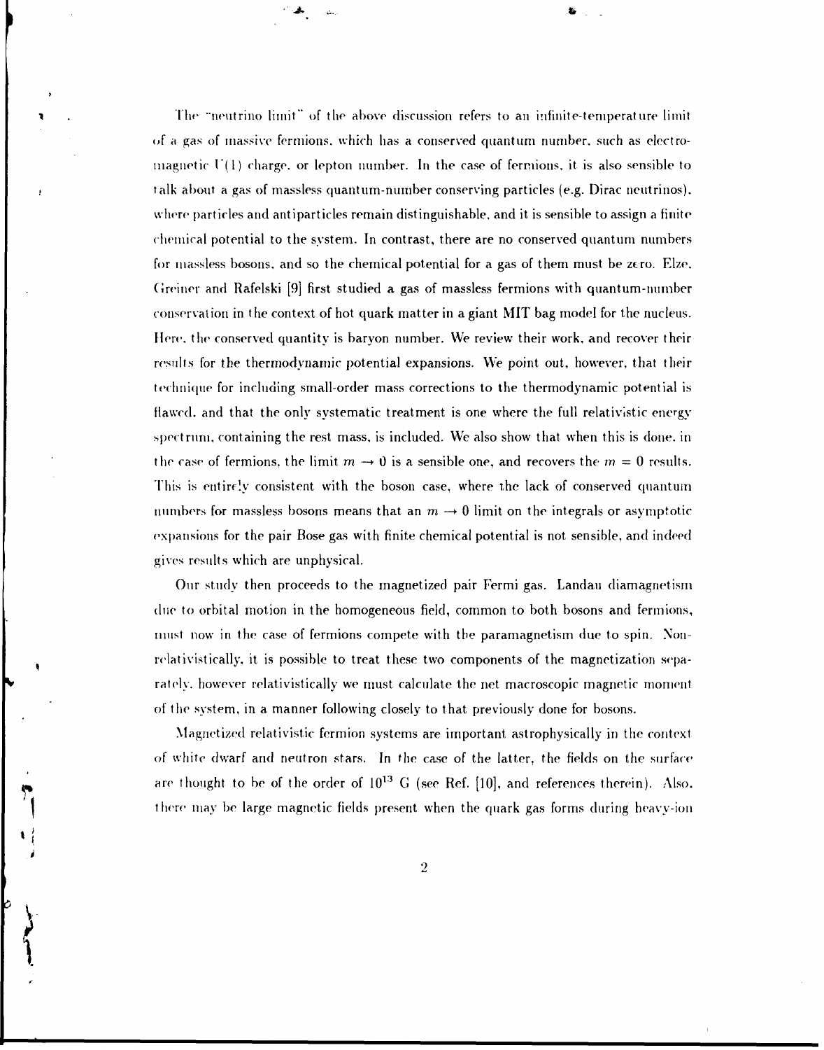The "neutrino limit" of the above discussion refers to an infinite-temperature limit of a gas of massive fermions, which has a conserved quantum number, such as electromagnetic $U(1)$ charge, or lepton number. In the case of fermions, it is also sensible to talk about a gas of massless quantum-number conserving particles (e.g. Dirac neutrinos), where particles and antiparticles remain distinguishable, and it is sensible to assign a finite chemical potential to the system. In contrast, there are no conserved quantum numbers for massless bosons, and so the chemical potential for a gas of them must be zero. Elze, Greiner and Rafelski [9] first studied a gas of massless fermions with quantum-number conservation in the context of hot quark matter in a giant MIT bag model for the nucleus. Here, the conserved quantity is baryon number. We review their work, and recover their results for the thermodynamic potential expansions. We point out, however, that their technique for including small-order mass corrections to the thermodynamic potential is flawed, and that the only systematic treatment is one where the full relativistic energy spectrum, containing the rest mass, is included. We also show that when this is done, in the case of fermions, the limit $m \to 0$ is a sensible one, and recovers the $m = 0$ results. This is entirely consistent with the boson case, where the lack of conserved quantum numbers for massless bosons means that an $m \to 0$ limit on the integrals or asymptotic expansions for the pair Bose gas with finite chemical potential is not sensible, and indeed gives results which are unphysical.

Our study then proceeds to the magnetized pair Fermi gas. Landau diamagnetism due to orbital motion in the homogeneous field, common to both bosons and fermions, must now in the case of fermions compete with the paramagnetism due to spin. Nonrelativistically, it is possible to treat these two components of the magnetization separately, however relativistically we must calculate the net macroscopic magnetic moment of the system, in a manner following closely to that previously done for bosons.

Magnetized relativistic fermion systems are important astrophysically in the context of white dwarf and neutron stars. In the case of the latter, the fields on the surface are thought to be of the order of $10^{13}$ G (see Ref. [10], and references therein). Also, there may be large magnetic fields present when the quark gas forms during heavy-ion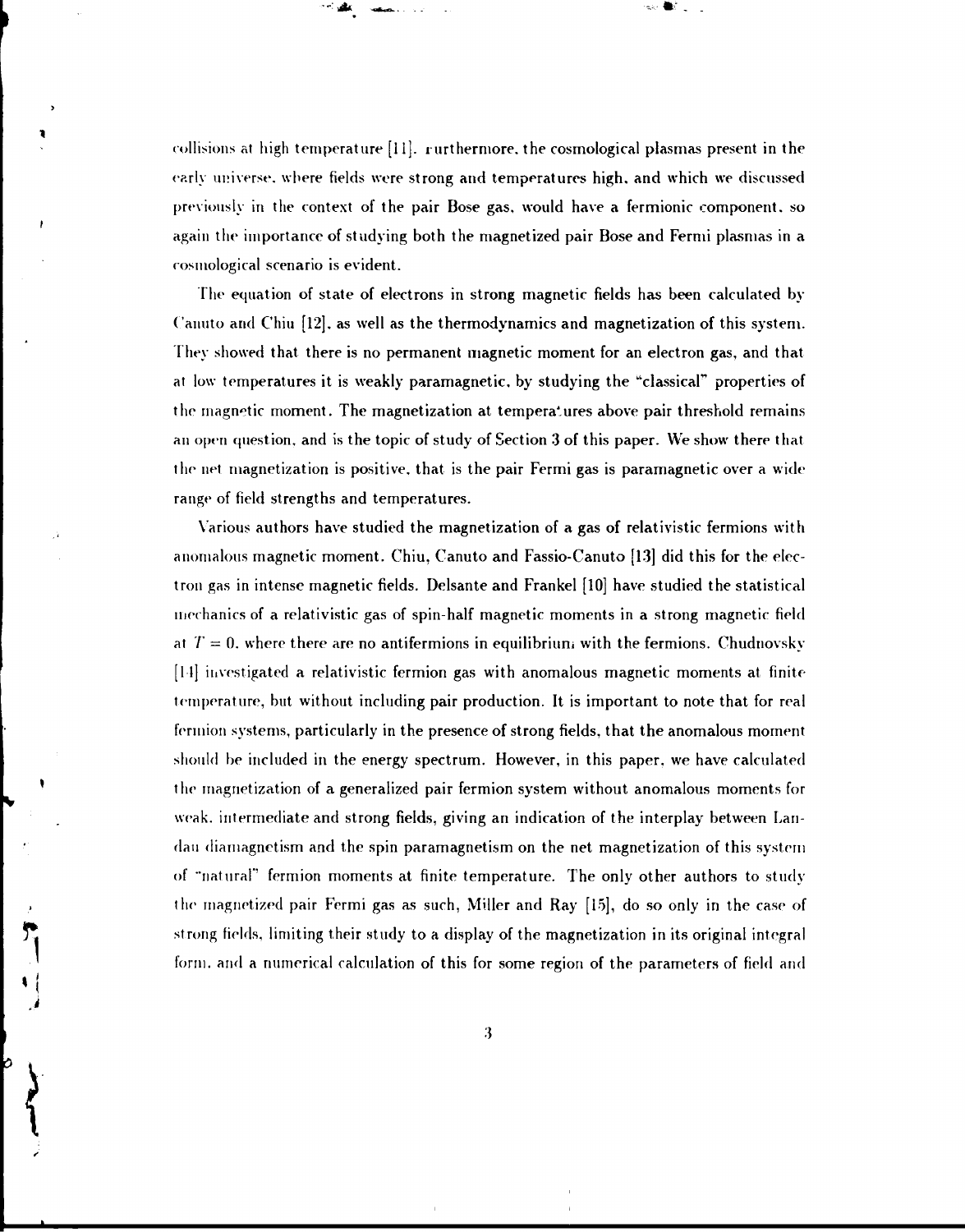collisions at high temperature [11]. Furthermore, the cosmological plasmas present in the early universe, where fields were strong and temperatures high, and which we discussed previously in the context of the pair Bose gas, would have a fermionic component, so again the importance of studying both the magnetized pair Bose and Fermi plasmas in a cosmological scenario is evident.

The equation of state of electrons in strong magnetic fields has been calculated by Canuto and Chiu [12], as well as the thermodynamics and magnetization of this system. They showed that there is no permanent magnetic moment for an electron gas, and that at low temperatures it is weakly paramagnetic, by studying the "classical" properties of the magnetic moment. The magnetization at temperatures above pair threshold remains an open question, and is the topic of study of Section 3 of this paper. We show there that the net magnetization is positive, that is the pair Fermi gas is paramagnetic over a wide range of field strengths and temperatures.

Various authors have studied the magnetization of a gas of relativistic fermions with anomalous magnetic moment. Chiu, Canuto and Fassio-Canuto [13] did this for the electron gas in intense magnetic fields. Delsante and Frankel [10] have studied the statistical mechanics of a relativistic gas of spin-half magnetic moments in a strong magnetic field at $T = 0$, where there are no antifermions in equilibrium with the fermions. Chudnovsky [14] investigated a relativistic fermion gas with anomalous magnetic moments at finite temperature, but without including pair production. It is important to note that for real fermion systems, particularly in the presence of strong fields, that the anomalous moment should be included in the energy spectrum. However, in this paper, we have calculated the magnetization of a generalized pair fermion system without anomalous moments for weak, intermediate and strong fields, giving an indication of the interplay between Landau diamagnetism and the spin paramagnetism on the net magnetization of this system of "natural" fermion moments at finite temperature. The only other authors to study the magnetized pair Fermi gas as such, Miller and Ray [15], do so only in the case of strong fields, limiting their study to a display of the magnetization in its original integral form, and a numerical calculation of this for some region of the parameters of field and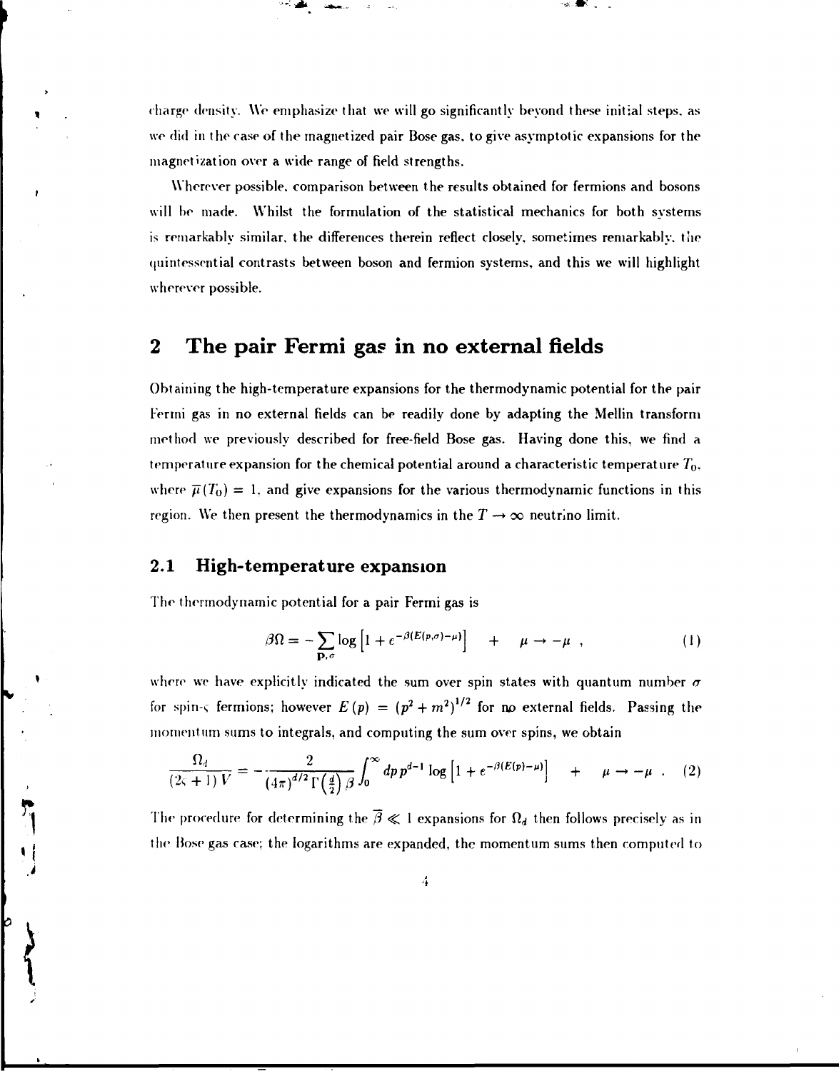charge density. We emphasize that we will go significantly beyond these initial steps, as we did in the case of the magnetized pair Bose gas, to give asymptotic expansions for the magnetization over a wide range of field strengths.

Wherever possible, comparison between the results obtained for fermions and bosons will be made. Whilst the formulation of the statistical mechanics for both systems is remarkably similar, the differences therein reflect closely, sometimes remarkably, the quintessential contrasts between boson and fermion systems, and this we will highlight wherever possible.

## 2 The pair Fermi gas in no external fields

Obtaining the high-temperature expansions for the thermodynamic potential for the pair Fermi gas in no external fields can be readily done by adapting the Mellin transform method we previously described for free-field Bose gas. Having done this, we find a temperature expansion for the chemical potential around a characteristic temperature $T_0$, where $\overline{\mu}(T_0) = 1$, and give expansions for the various thermodynamic functions in this region. We then present the thermodynamics in the $T \to \infty$ neutrino limit.

### 2.1 High-temperature expansion

The thermodynamic potential for a pair Fermi gas is

$$\beta\Omega = -\sum_{\mathbf{p},\sigma} \log\left[1 + e^{-\beta(E(p,\sigma)-\mu)}\right] \quad + \quad \mu \to -\mu \ , \tag{1}$$

where we have explicitly indicated the sum over spin states with quantum number $\sigma$ for spin-$\varsigma$ fermions; however $E(p) = (p^2 + m^2)^{1/2}$ for no external fields. Passing the momentum sums to integrals, and computing the sum over spins, we obtain

$$\frac{\Omega_d}{(2\varsigma + 1)V} = -\frac{2}{(4\pi)^{d/2}\Gamma\left(\frac{d}{2}\right)\beta}\int_0^\infty dp\, p^{d-1} \log\left[1 + e^{-\beta(E(p)-\mu)}\right] \quad + \quad \mu \to -\mu \ . \tag{2}$$

The procedure for determining the $\overline{\beta} \ll 1$ expansions for $\Omega_d$ then follows precisely as in the Bose gas case; the logarithms are expanded, the momentum sums then computed to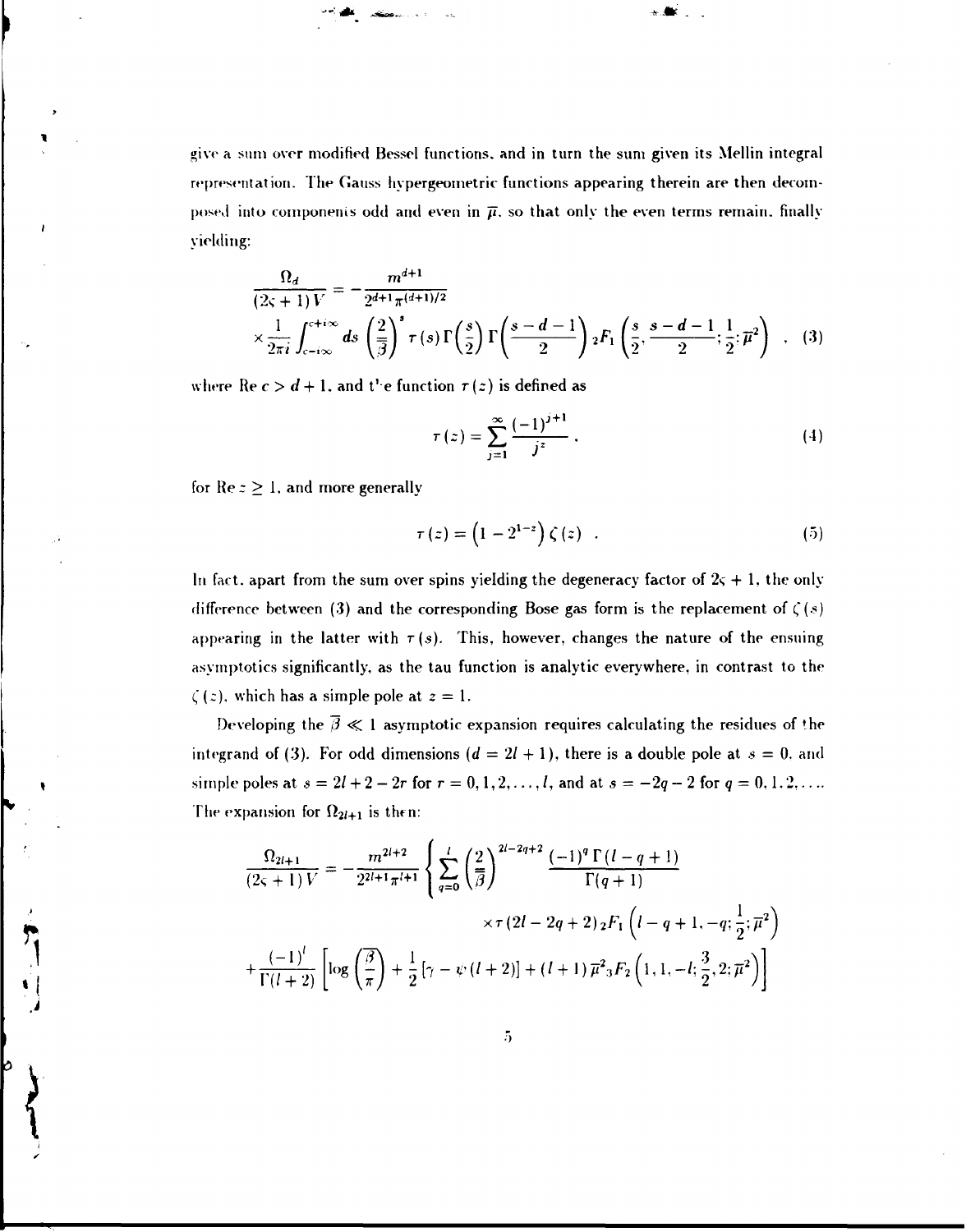give a sum over modified Bessel functions, and in turn the sum given its Mellin integral representation. The Gauss hypergeometric functions appearing therein are then decomposed into components odd and even in $\overline{\mu}$, so that only the even terms remain, finally yielding:

$$\frac{\Omega_d}{(2\varsigma+1)V} = -\frac{m^{d+1}}{2^{d+1}\pi^{(d+1)/2}} \times \frac{1}{2\pi i}\int_{c-i\infty}^{c+i\infty} ds \left(\frac{2}{\overline{\beta}}\right)^s \tau(s)\,\Gamma\left(\frac{s}{2}\right)\Gamma\left(\frac{s-d-1}{2}\right) {}_2F_1\left(\frac{s}{2},\frac{s-d-1}{2};\frac{1}{2};\overline{\mu}^2\right) \quad , \quad (3)$$

where $\mathrm{Re}\, c > d+1$, and the function $\tau(z)$ is defined as

$$\tau(z) = \sum_{j=1}^{\infty} \frac{(-1)^{j+1}}{j^z} \,, \quad (4)$$

for $\mathrm{Re}\, z \geq 1$, and more generally

$$\tau(z) = \left(1 - 2^{1-z}\right)\zeta(z) \quad . \quad (5)$$

In fact, apart from the sum over spins yielding the degeneracy factor of $2\varsigma + 1$, the only difference between (3) and the corresponding Bose gas form is the replacement of $\zeta(s)$ appearing in the latter with $\tau(s)$. This, however, changes the nature of the ensuing asymptotics significantly, as the tau function is analytic everywhere, in contrast to the $\zeta(z)$, which has a simple pole at $z = 1$.

Developing the $\overline{\beta} \ll 1$ asymptotic expansion requires calculating the residues of the integrand of (3). For odd dimensions ($d = 2l+1$), there is a double pole at $s = 0$, and simple poles at $s = 2l + 2 - 2r$ for $r = 0, 1, 2, \ldots, l$, and at $s = -2q - 2$ for $q = 0, 1, 2, \ldots$. The expansion for $\Omega_{2l+1}$ is then:

$$\frac{\Omega_{2l+1}}{(2\varsigma+1)V} = -\frac{m^{2l+2}}{2^{2l+1}\pi^{l+1}} \left\{ \sum_{q=0}^{l} \left(\frac{2}{\overline{\beta}}\right)^{2l-2q+2} \frac{(-1)^q\,\Gamma(l-q+1)}{\Gamma(q+1)} \times \tau(2l-2q+2)\, {}_2F_1\left(l-q+1,-q;\frac{1}{2};\overline{\mu}^2\right) \right.$$

$$\left. + \frac{(-1)^l}{\Gamma(l+2)} \left[ \log\left(\frac{\overline{\beta}}{\pi}\right) + \frac{1}{2}\left[\gamma - \psi(l+2)\right] + (l+1)\,\overline{\mu}^2\, {}_3F_2\left(1,1,-l;\frac{3}{2},2;\overline{\mu}^2\right) \right] \right.$$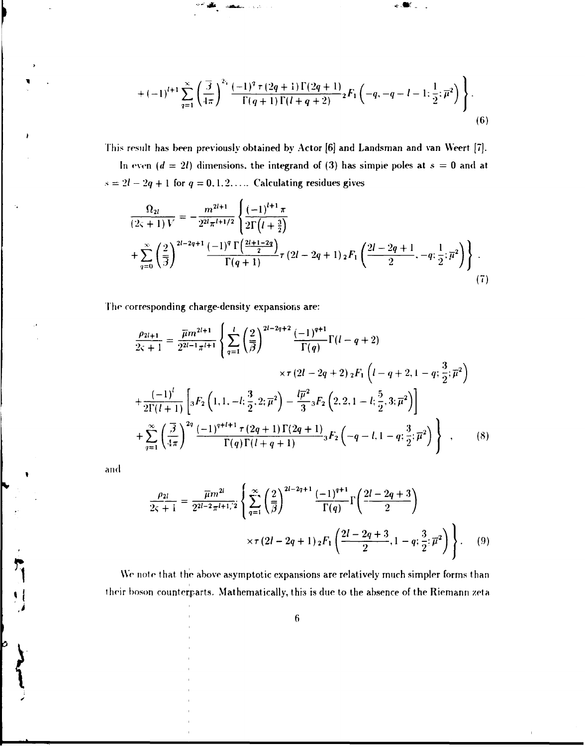$$
+(-1)^{l+1}\sum_{q=1}^{\infty}\left(\frac{\beta}{4\pi}\right)^{2q}\frac{(-1)^q\,\tau(2q+1)\Gamma(2q+1)}{\Gamma(q+1)\Gamma(l+q+2)}\,{}_2F_1\left(-q,-q-l-1;\frac{1}{2};\overline{\mu}^2\right)\Bigg\}.
\tag{6}
$$

This result has been previously obtained by Actor [6] and Landsman and van Weert [7].

In even ($d=2l$) dimensions, the integrand of (3) has simple poles at $s=0$ and at $s=2l-2q+1$ for $q=0,1,2,\ldots$. Calculating residues gives

$$
\frac{\Omega_{2l}}{(2\varsigma+1)V}=-\frac{m^{2l+1}}{2^{2l}\pi^{l+1/2}}\Bigg\{\frac{(-1)^{l+1}\pi}{2\Gamma\left(l+\frac{3}{2}\right)}
+\sum_{q=0}^{\infty}\left(\frac{2}{\overline{\beta}}\right)^{2l-2q+1}\frac{(-1)^q\,\Gamma\left(\frac{2l+1-2q}{2}\right)}{\Gamma(q+1)}\tau(2l-2q+1)\,{}_2F_1\left(\frac{2l-2q+1}{2},-q;\frac{1}{2};\overline{\mu}^2\right)\Bigg\}.
\tag{7}
$$

The corresponding charge-density expansions are:

$$
\begin{aligned}
\frac{\rho_{2l+1}}{2\varsigma+1}=\frac{\overline{\mu}m^{2l+1}}{2^{2l-1}\pi^{l+1}}\Bigg\{&\sum_{q=1}^{l}\left(\frac{2}{\overline{\beta}}\right)^{2l-2q+2}\frac{(-1)^{q+1}}{\Gamma(q)}\Gamma(l-q+2)\\
&\times\tau(2l-2q+2)\,{}_2F_1\left(l-q+2,1-q;\frac{3}{2};\overline{\mu}^2\right)\\
&+\frac{(-1)^l}{2\Gamma(l+1)}\left[{}_3F_2\left(1,1,-l;\frac{3}{2},2;\overline{\mu}^2\right)-\frac{l\overline{\mu}^2}{3}\,{}_3F_2\left(2,2,1-l;\frac{5}{2},3;\overline{\mu}^2\right)\right]\\
&+\sum_{q=1}^{\infty}\left(\frac{\beta}{4\pi}\right)^{2q}\frac{(-1)^{q+l+1}\,\tau(2q+1)\Gamma(2q+1)}{\Gamma(q)\Gamma(l+q+1)}\,{}_3F_2\left(-q-l,1-q;\frac{3}{2};\overline{\mu}^2\right)\Bigg\}\quad,
\end{aligned}
\tag{8}
$$

and

$$
\frac{\rho_{2l}}{2\varsigma+1}=\frac{\overline{\mu}m^{2l}}{2^{2l-2}\pi^{l+1/2}}\Bigg\{\sum_{q=1}^{\infty}\left(\frac{2}{\overline{\beta}}\right)^{2l-2q+1}\frac{(-1)^{q+1}}{\Gamma(q)}\Gamma\left(\frac{2l-2q+3}{2}\right)
\times\tau(2l-2q+1)\,{}_2F_1\left(\frac{2l-2q+3}{2},1-q;\frac{3}{2};\overline{\mu}^2\right)\Bigg\}.
\tag{9}
$$

We note that the above asymptotic expansions are relatively much simpler forms than their boson counterparts. Mathematically, this is due to the absence of the Riemann zeta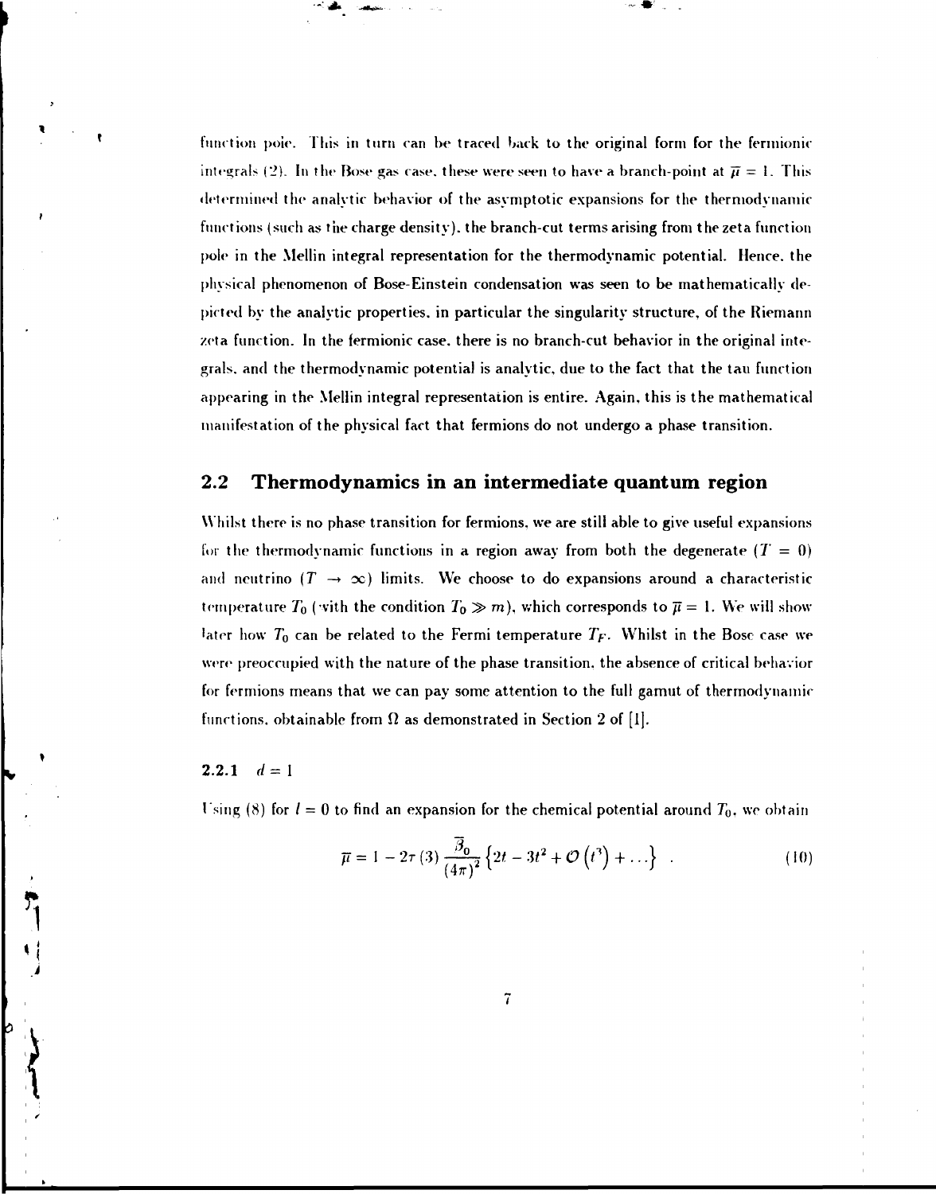function pole. This in turn can be traced back to the original form for the fermionic integrals (2). In the Bose gas case, these were seen to have a branch-point at $\overline{\mu} = 1$. This determined the analytic behavior of the asymptotic expansions for the thermodynamic functions (such as the charge density), the branch-cut terms arising from the zeta function pole in the Mellin integral representation for the thermodynamic potential. Hence, the physical phenomenon of Bose-Einstein condensation was seen to be mathematically depicted by the analytic properties, in particular the singularity structure, of the Riemann zeta function. In the fermionic case, there is no branch-cut behavior in the original integrals, and the thermodynamic potential is analytic, due to the fact that the tau function appearing in the Mellin integral representation is entire. Again, this is the mathematical manifestation of the physical fact that fermions do not undergo a phase transition.

## 2.2 Thermodynamics in an intermediate quantum region

Whilst there is no phase transition for fermions, we are still able to give useful expansions for the thermodynamic functions in a region away from both the degenerate ($T = 0$) and neutrino ($T \to \infty$) limits. We choose to do expansions around a characteristic temperature $T_0$ (with the condition $T_0 \gg m$), which corresponds to $\overline{\mu} = 1$. We will show later how $T_0$ can be related to the Fermi temperature $T_F$. Whilst in the Bose case we were preoccupied with the nature of the phase transition, the absence of critical behavior for fermions means that we can pay some attention to the full gamut of thermodynamic functions, obtainable from $\Omega$ as demonstrated in Section 2 of [1].

### 2.2.1 $d = 1$

Using (8) for $l = 0$ to find an expansion for the chemical potential around $T_0$, we obtain

$$\overline{\mu} = 1 - 2\tau(3)\frac{\overline{\beta}_0}{(4\pi)^2}\left\{2t - 3t^2 + \mathcal{O}\left(t^3\right) + \ldots\right\} \quad . \tag{10}$$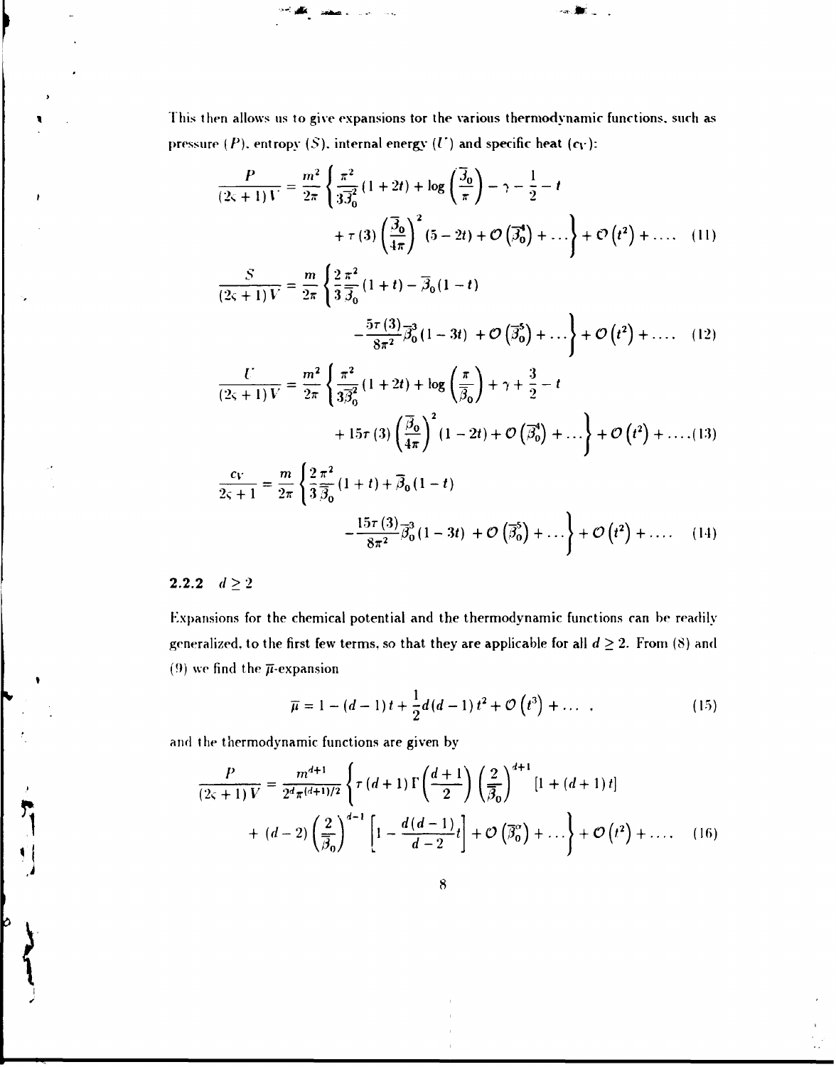This then allows us to give expansions for the various thermodynamic functions, such as pressure ($P$), entropy ($S$), internal energy ($U$) and specific heat ($c_V$):

$$\frac{P}{(2\varsigma+1)V} = \frac{m^2}{2\pi}\left\{\frac{\pi^2}{3\overline{\beta}_0^2}(1+2t) + \log\left(\frac{\overline{\beta}_0}{\pi}\right) - \gamma - \frac{1}{2} - t \right. \\ \left. + \tau(3)\left(\frac{\overline{\beta}_0}{4\pi}\right)^2(5-2t) + \mathcal{O}\left(\overline{\beta}_0^4\right) + \ldots\right\} + \mathcal{O}\left(t^2\right) + \ldots \quad (11)$$

$$\frac{S}{(2\varsigma+1)V} = \frac{m}{2\pi}\left\{\frac{2}{3}\frac{\pi^2}{\overline{\beta}_0}(1+t) - \overline{\beta}_0(1-t) \right. \\ \left. - \frac{5\tau(3)}{8\pi^2}\overline{\beta}_0^3(1-3t) + \mathcal{O}\left(\overline{\beta}_0^5\right) + \ldots\right\} + \mathcal{O}\left(t^2\right) + \ldots \quad (12)$$

$$\frac{U}{(2\varsigma+1)V} = \frac{m^2}{2\pi}\left\{\frac{\pi^2}{3\overline{\beta}_0^2}(1+2t) + \log\left(\frac{\pi}{\overline{\beta}_0}\right) + \gamma + \frac{3}{2} - t \right. \\ \left. + 15\tau(3)\left(\frac{\overline{\beta}_0}{4\pi}\right)^2(1-2t) + \mathcal{O}\left(\overline{\beta}_0^4\right) + \ldots\right\} + \mathcal{O}\left(t^2\right) + \ldots \quad (13)$$

$$\frac{c_V}{2\varsigma+1} = \frac{m}{2\pi}\left\{\frac{2}{3}\frac{\pi^2}{\overline{\beta}_0}(1+t) + \overline{\beta}_0(1-t) \right. \\ \left. - \frac{15\tau(3)}{8\pi^2}\overline{\beta}_0^3(1-3t) + \mathcal{O}\left(\overline{\beta}_0^5\right) + \ldots\right\} + \mathcal{O}\left(t^2\right) + \ldots \quad (14)$$

### 2.2.2 $d \geq 2$

Expansions for the chemical potential and the thermodynamic functions can be readily generalized, to the first few terms, so that they are applicable for all $d \geq 2$. From (8) and (9) we find the $\overline{\mu}$-expansion

$$\overline{\mu} = 1 - (d-1)t + \frac{1}{2}d(d-1)t^2 + \mathcal{O}\left(t^3\right) + \ldots \quad , \quad (15)$$

and the thermodynamic functions are given by

$$\frac{P}{(2\varsigma+1)V} = \frac{m^{d+1}}{2^d\pi^{(d+1)/2}}\left\{\tau(d+1)\Gamma\left(\frac{d+1}{2}\right)\left(\frac{2}{\overline{\beta}_0}\right)^{d+1}[1+(d+1)t] \right. \\ \left. + (d-2)\left(\frac{2}{\overline{\beta}_0}\right)^{d-1}\left[1 - \frac{d(d-1)}{d-2}t\right] + \mathcal{O}\left(\overline{\beta}_0^{\sigma}\right) + \ldots\right\} + \mathcal{O}\left(t^2\right) + \ldots \quad (16)$$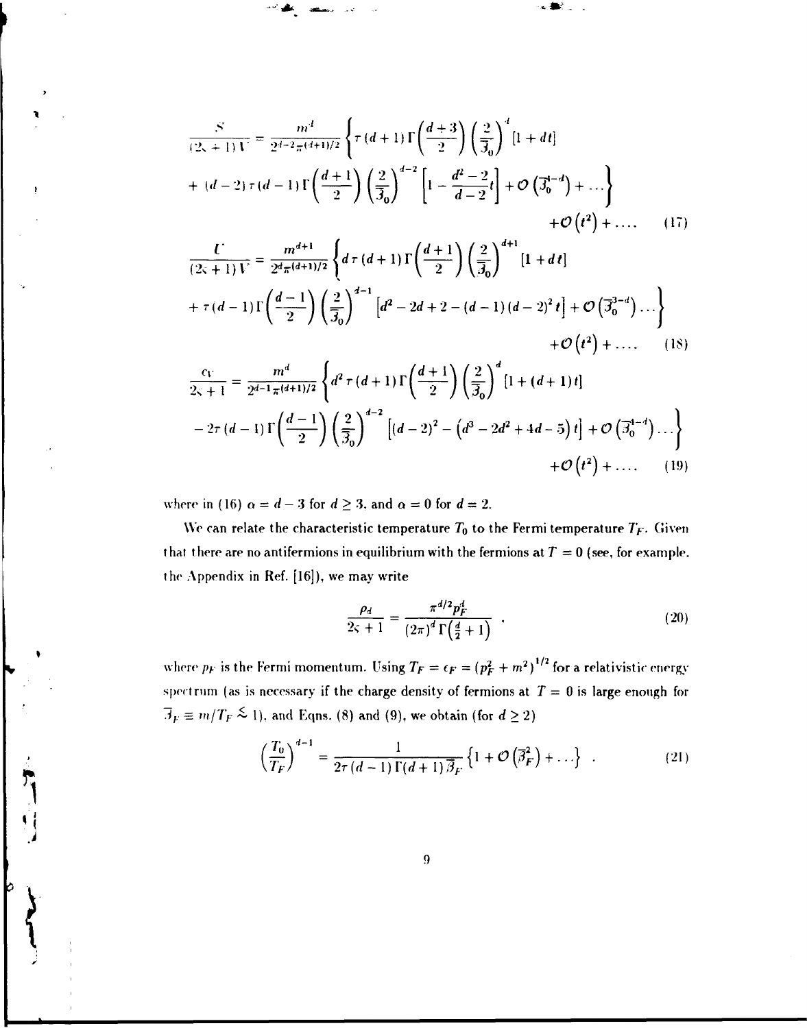$$\frac{S}{(2\varsigma+1)V} = \frac{m^d}{2^{d-2}\pi^{(d+1)/2}} \left\{ \tau(d+1)\Gamma\left(\frac{d+3}{2}\right)\left(\frac{2}{\overline{\beta}_0}\right)^d [1+dt] \right.$$
$$\left. + (d-2)\tau(d-1)\Gamma\left(\frac{d+1}{2}\right)\left(\frac{2}{\overline{\beta}_0}\right)^{d-2}\left[1-\frac{d^2-2}{d-2}t\right] + \mathcal{O}\left(\overline{\beta}_0^{4-d}\right) + \ldots \right\}$$
$$+\mathcal{O}\left(t^2\right) + \ldots \quad (17)$$

$$\frac{U}{(2\varsigma+1)V} = \frac{m^{d+1}}{2^d\pi^{(d+1)/2}} \left\{ d\,\tau(d+1)\Gamma\left(\frac{d+1}{2}\right)\left(\frac{2}{\overline{\beta}_0}\right)^{d+1} [1+dt] \right.$$
$$\left. + \tau(d-1)\Gamma\left(\frac{d-1}{2}\right)\left(\frac{2}{\overline{\beta}_0}\right)^{d-1}\left[d^2-2d+2-(d-1)(d-2)^2 t\right] + \mathcal{O}\left(\overline{\beta}_0^{3-d}\right)\ldots \right\}$$
$$+\mathcal{O}\left(t^2\right) + \ldots \quad (18)$$

$$\frac{c_V}{2\varsigma+1} = \frac{m^d}{2^{d-1}\pi^{(d+1)/2}} \left\{ d^2\tau(d+1)\Gamma\left(\frac{d+1}{2}\right)\left(\frac{2}{\overline{\beta}_0}\right)^d [1+(d+1)t] \right.$$
$$\left. - 2\tau(d-1)\Gamma\left(\frac{d-1}{2}\right)\left(\frac{2}{\overline{\beta}_0}\right)^{d-2}\left[(d-2)^2-\left(d^3-2d^2+4d-5\right)t\right] + \mathcal{O}\left(\overline{\beta}_0^{4-d}\right)\ldots \right\}$$
$$+\mathcal{O}\left(t^2\right) + \ldots \quad (19)$$

where in (16) $\alpha = d-3$ for $d \geq 3$, and $\alpha = 0$ for $d = 2$.

We can relate the characteristic temperature $T_0$ to the Fermi temperature $T_F$. Given that there are no antifermions in equilibrium with the fermions at $T = 0$ (see, for example, the Appendix in Ref. [16]), we may write

$$\frac{\rho_d}{2\varsigma+1} = \frac{\pi^{d/2}p_F^d}{(2\pi)^d\,\Gamma\left(\frac{d}{2}+1\right)} \quad , \quad (20)$$

where $p_F$ is the Fermi momentum. Using $T_F = \epsilon_F = \left(p_F^2+m^2\right)^{1/2}$ for a relativistic energy spectrum (as is necessary if the charge density of fermions at $T = 0$ is large enough for $\overline{\beta}_F \equiv m/T_F \lesssim 1$), and Eqns. (8) and (9), we obtain (for $d \geq 2$)

$$\left(\frac{T_0}{T_F}\right)^{d-1} = \frac{1}{2\tau(d-1)\Gamma(d+1)\overline{\beta}_F}\left\{1+\mathcal{O}\left(\overline{\beta}_F^2\right)+\ldots\right\} \quad . \quad (21)$$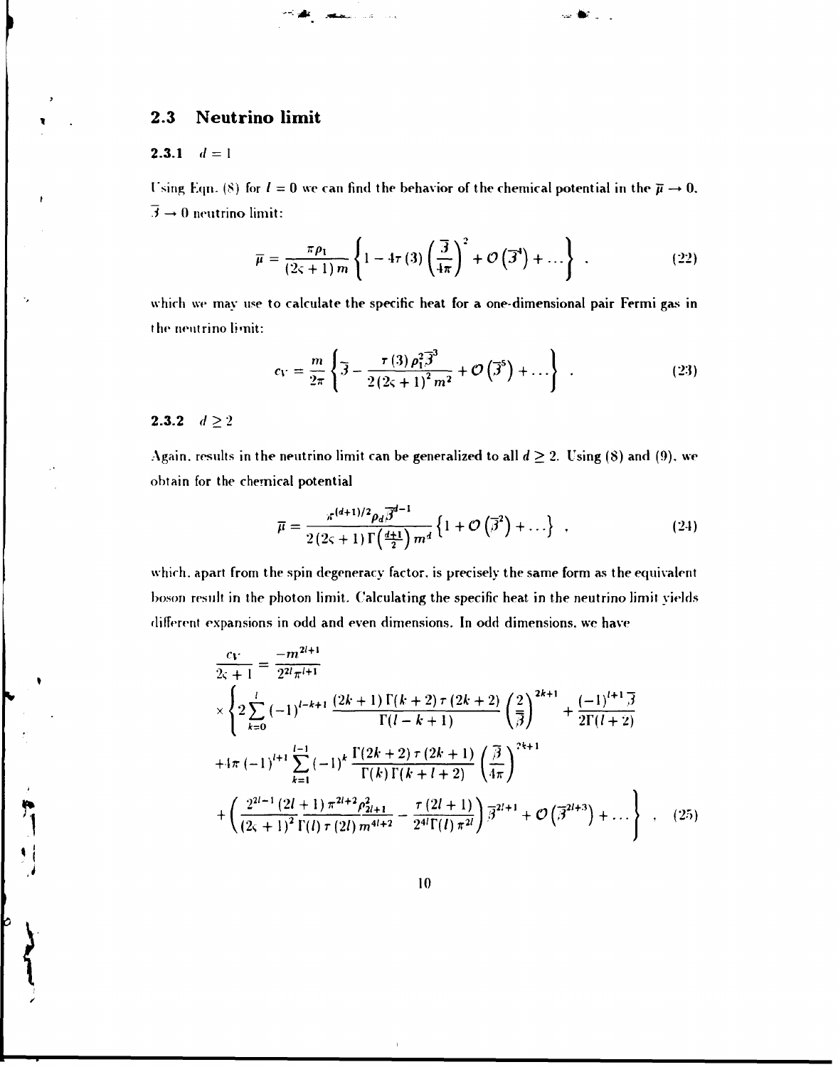## 2.3 Neutrino limit

### 2.3.1 $d = 1$

Using Eqn. (8) for $l = 0$ we can find the behavior of the chemical potential in the $\overline{\mu} \to 0$, $\overline{\beta} \to 0$ neutrino limit:

$$\overline{\mu} = \frac{\pi \rho_1}{(2\varsigma + 1)\, m} \left\{ 1 - 4\tau(3) \left( \frac{\overline{\beta}}{4\pi} \right)^2 + \mathcal{O}\left(\overline{\beta}^4\right) + \ldots \right\} . \tag{22}$$

which we may use to calculate the specific heat for a one-dimensional pair Fermi gas in the neutrino limit:

$$c_V = \frac{m}{2\pi} \left\{ \overline{\beta} - \frac{\tau(3)\, \rho_1^2 \overline{\beta}^3}{2 (2\varsigma + 1)^2 m^2} + \mathcal{O}\left(\overline{\beta}^5\right) + \ldots \right\} . \tag{23}$$

### 2.3.2 $d \geq 2$

Again, results in the neutrino limit can be generalized to all $d \geq 2$. Using (8) and (9), we obtain for the chemical potential

$$\overline{\mu} = \frac{\pi^{(d+1)/2} \rho_d \overline{\beta}^{d-1}}{2 (2\varsigma + 1)\, \Gamma\left(\frac{d+1}{2}\right) m^d} \left\{ 1 + \mathcal{O}\left(\overline{\beta}^2\right) + \ldots \right\} , \tag{24}$$

which, apart from the spin degeneracy factor, is precisely the same form as the equivalent boson result in the photon limit. Calculating the specific heat in the neutrino limit yields different expansions in odd and even dimensions. In odd dimensions, we have

$$\begin{aligned}
\frac{c_V}{2\varsigma + 1} &= \frac{-m^{2l+1}}{2^{2l} \pi^{l+1}} \\
&\times \left\{ 2 \sum_{k=0}^{l} (-1)^{l-k+1} \frac{(2k+1)\, \Gamma(k+2)\, \tau(2k+2)}{\Gamma(l-k+1)} \left( \frac{2}{\overline{\beta}} \right)^{2k+1} + \frac{(-1)^{l+1} \overline{\beta}}{2\Gamma(l+2)} \right. \\
&+ 4\pi (-1)^{l+1} \sum_{k=1}^{l-1} (-1)^k \frac{\Gamma(2k+2)\, \tau(2k+1)}{\Gamma(k)\, \Gamma(k+l+2)} \left( \frac{\overline{\beta}}{4\pi} \right)^{2k+1} \\
&+ \left. \left( \frac{2^{2l-1} (2l+1)\, \pi^{2l+2} \rho_{2l+1}^2}{(2\varsigma + 1)^2\, \Gamma(l)\, \tau(2l)\, m^{4l+2}} - \frac{\tau(2l+1)}{2^{4l} \Gamma(l)\, \pi^{2l}} \right) \overline{\beta}^{2l+1} + \mathcal{O}\left(\overline{\beta}^{2l+3}\right) + \ldots \right\} .
\end{aligned} \tag{25}$$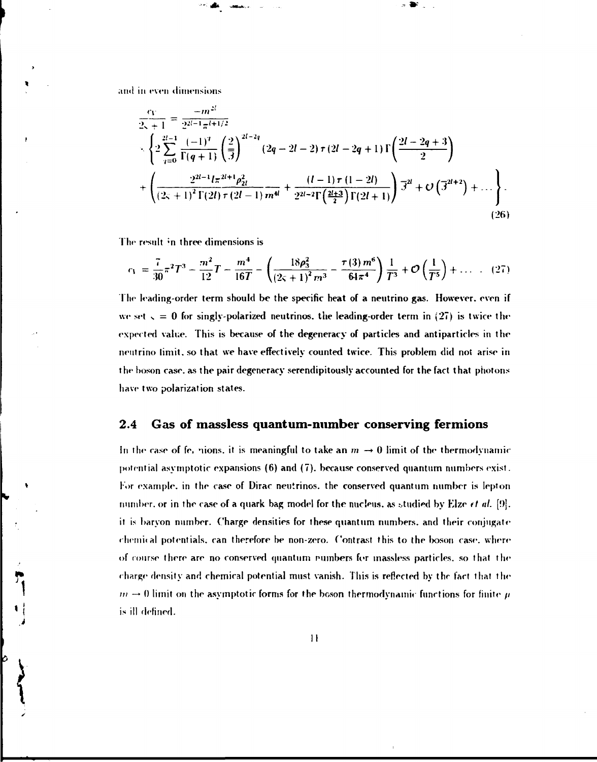and in even dimensions

$$
\frac{c_V}{2\varsigma + 1} = \frac{-m^{2l}}{2^{2l-1}\pi^{l+1/2}}
$$

$$
\cdot \left\{ 2 \sum_{q=0}^{2l-1} \frac{(-1)^q}{\Gamma(q+1)} \left(\frac{2}{\overline{\beta}}\right)^{2l-2q} (2q - 2l - 2)\, \tau(2l - 2q + 1)\, \Gamma\!\left(\frac{2l - 2q + 3}{2}\right) \right.
$$

$$
\left. + \left( \frac{2^{2l-1} l \pi^{2l+1} \rho_{2l}^2}{(2\varsigma + 1)^2 \Gamma(2l)\, \tau(2l-1)\, m^{4l}} + \frac{(l-1)\, \tau(1 - 2l)}{2^{2l-2} \Gamma\!\left(\frac{2l+3}{2}\right) \Gamma(2l+1)} \right) \overline{\beta}^{2l} + \mathcal{O}\left(\overline{\beta}^{2l+2}\right) + \ldots \right\}. \tag{26}
$$

The result in three dimensions is

$$
c_V = \frac{7}{30}\pi^2 T^3 - \frac{m^2}{12} T - \frac{m^4}{16T} - \left( \frac{18\rho_3^2}{(2\varsigma + 1)^2 m^3} - \frac{\tau(3)\, m^6}{64\pi^4} \right) \frac{1}{T^3} + \mathcal{O}\left(\frac{1}{T^5}\right) + \ldots \,. \tag{27}
$$

The leading-order term should be the specific heat of a neutrino gas. However, even if we set $\varsigma = 0$ for singly-polarized neutrinos, the leading-order term in (27) is twice the expected value. This is because of the degeneracy of particles and antiparticles in the neutrino limit, so that we have effectively counted twice. This problem did not arise in the boson case, as the pair degeneracy serendipitously accounted for the fact that photons have two polarization states.

## 2.4 Gas of massless quantum-number conserving fermions

In the case of fermions, it is meaningful to take an $m \to 0$ limit of the thermodynamic potential asymptotic expansions (6) and (7), because conserved quantum numbers exist. For example, in the case of Dirac neutrinos, the conserved quantum number is lepton number, or in the case of a quark bag model for the nucleus, as studied by Elze *et al.* [9], it is baryon number. Charge densities for these quantum numbers, and their conjugate chemical potentials, can therefore be non-zero. Contrast this to the boson case, where of course there are no conserved quantum numbers for massless particles, so that the charge density and chemical potential must vanish. This is reflected by the fact that the $m \to 0$ limit on the asymptotic forms for the boson thermodynamic functions for finite $\mu$ is ill defined.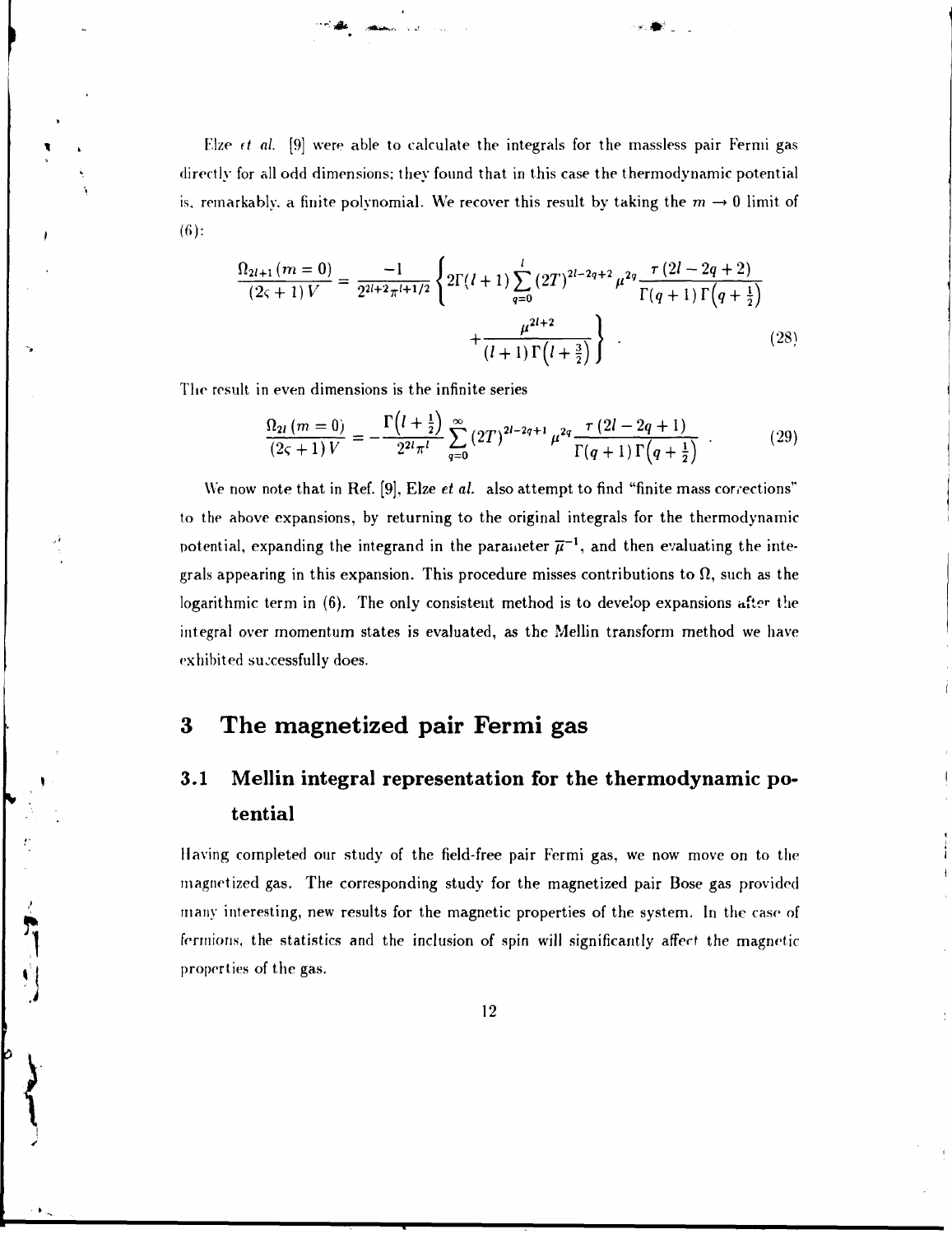Elze *et al.* [9] were able to calculate the integrals for the massless pair Fermi gas directly for all odd dimensions; they found that in this case the thermodynamic potential is, remarkably, a finite polynomial. We recover this result by taking the $m \to 0$ limit of (6):

$$\frac{\Omega_{2l+1}(m=0)}{(2\varsigma+1)V} = \frac{-1}{2^{2l+2}\pi^{l+1/2}} \left\{ 2\Gamma(l+1) \sum_{q=0}^{l} (2T)^{2l-2q+2} \mu^{2q} \frac{\tau(2l-2q+2)}{\Gamma(q+1)\Gamma\left(q+\frac{1}{2}\right)} + \frac{\mu^{2l+2}}{(l+1)\Gamma\left(l+\frac{3}{2}\right)} \right\} . \tag{28}$$

The result in even dimensions is the infinite series

$$\frac{\Omega_{2l}(m=0)}{(2\varsigma+1)V} = -\frac{\Gamma\left(l+\frac{1}{2}\right)}{2^{2l}\pi^{l}} \sum_{q=0}^{\infty} (2T)^{2l-2q+1} \mu^{2q} \frac{\tau(2l-2q+1)}{\Gamma(q+1)\Gamma\left(q+\frac{1}{2}\right)} . \tag{29}$$

We now note that in Ref. [9], Elze *et al.* also attempt to find "finite mass corrections" to the above expansions, by returning to the original integrals for the thermodynamic potential, expanding the integrand in the parameter $\overline{\mu}^{-1}$, and then evaluating the integrals appearing in this expansion. This procedure misses contributions to $\Omega$, such as the logarithmic term in (6). The only consistent method is to develop expansions after the integral over momentum states is evaluated, as the Mellin transform method we have exhibited successfully does.

# 3 The magnetized pair Fermi gas

## 3.1 Mellin integral representation for the thermodynamic potential

Having completed our study of the field-free pair Fermi gas, we now move on to the magnetized gas. The corresponding study for the magnetized pair Bose gas provided many interesting, new results for the magnetic properties of the system. In the case of fermions, the statistics and the inclusion of spin will significantly affect the magnetic properties of the gas.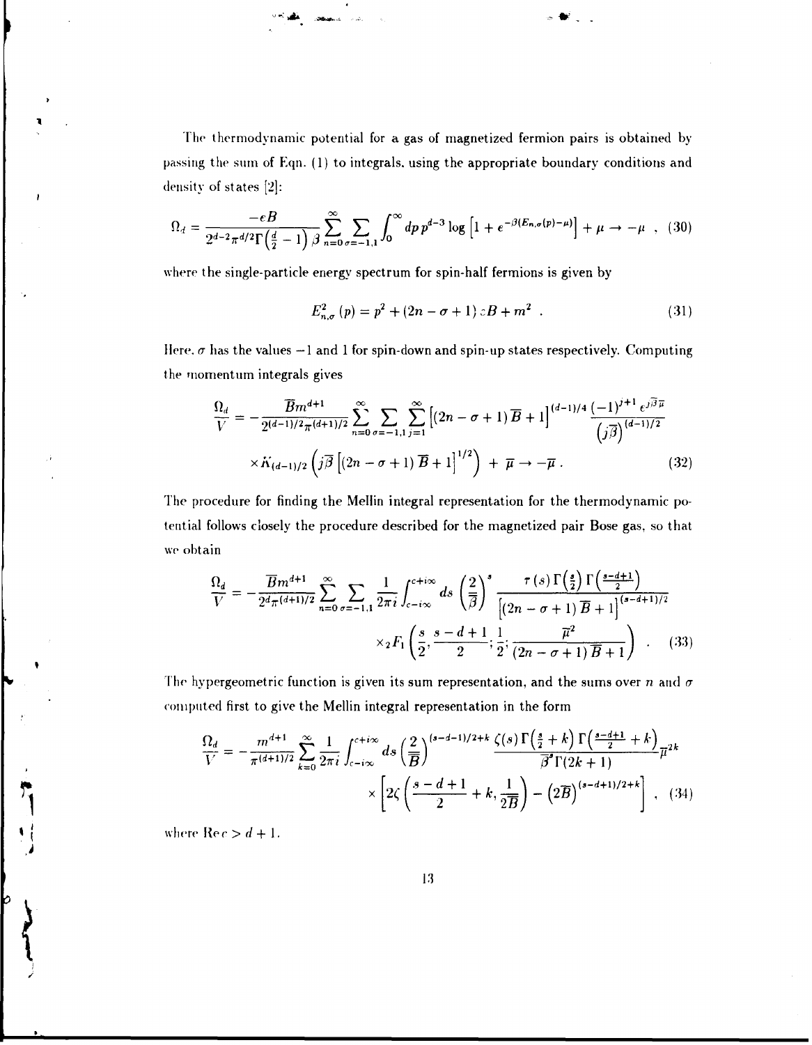The thermodynamic potential for a gas of magnetized fermion pairs is obtained by passing the sum of Eqn. (1) to integrals, using the appropriate boundary conditions and density of states [2]:

$$\Omega_d = \frac{-eB}{2^{d-2}\pi^{d/2}\Gamma\left(\frac{d}{2}-1\right)\beta}\sum_{n=0}^{\infty}\sum_{\sigma=-1,1}\int_0^{\infty} dp\, p^{d-3}\log\left[1+e^{-\beta(E_{n,\sigma}(p)-\mu)}\right] + \mu \to -\mu \ , \quad (30)$$

where the single-particle energy spectrum for spin-half fermions is given by

$$E^2_{n,\sigma}(p) = p^2 + (2n-\sigma+1)eB + m^2 \ . \quad (31)$$

Here, $\sigma$ has the values $-1$ and $1$ for spin-down and spin-up states respectively. Computing the momentum integrals gives

$$\frac{\Omega_d}{V} = -\frac{\overline{B}m^{d+1}}{2^{(d-1)/2}\pi^{(d+1)/2}}\sum_{n=0}^{\infty}\sum_{\sigma=-1,1}\sum_{j=1}^{\infty}\left[(2n-\sigma+1)\overline{B}+1\right]^{(d-1)/4}\frac{(-1)^{j+1}e^{j\overline{\beta}\overline{\mu}}}{\left(j\overline{\beta}\right)^{(d-1)/2}}$$
$$\times K_{(d-1)/2}\left(j\overline{\beta}\left[(2n-\sigma+1)\overline{B}+1\right]^{1/2}\right) + \overline{\mu} \to -\overline{\mu} \ . \quad (32)$$

The procedure for finding the Mellin integral representation for the thermodynamic potential follows closely the procedure described for the magnetized pair Bose gas, so that we obtain

$$\frac{\Omega_d}{V} = -\frac{\overline{B}m^{d+1}}{2^d\pi^{(d+1)/2}}\sum_{n=0}^{\infty}\sum_{\sigma=-1,1}\frac{1}{2\pi i}\int_{c-i\infty}^{c+i\infty} ds\left(\frac{2}{\overline{\beta}}\right)^s\frac{\tau(s)\Gamma\left(\frac{s}{2}\right)\Gamma\left(\frac{s-d+1}{2}\right)}{\left[(2n-\sigma+1)\overline{B}+1\right]^{(s-d+1)/2}}$$
$$\times {}_2F_1\left(\frac{s}{2},\frac{s-d+1}{2};\frac{1}{2};\frac{\overline{\mu}^2}{(2n-\sigma+1)\overline{B}+1}\right) \ . \quad (33)$$

The hypergeometric function is given its sum representation, and the sums over $n$ and $\sigma$ computed first to give the Mellin integral representation in the form

$$\frac{\Omega_d}{V} = -\frac{m^{d+1}}{\pi^{(d+1)/2}}\sum_{k=0}^{\infty}\frac{1}{2\pi i}\int_{c-i\infty}^{c+i\infty} ds\left(\frac{2}{\overline{B}}\right)^{(s-d-1)/2+k}\frac{\zeta(s)\Gamma\left(\frac{s}{2}+k\right)\Gamma\left(\frac{s-d+1}{2}+k\right)}{\overline{\beta}^s\Gamma(2k+1)}\overline{\mu}^{2k}$$
$$\times\left[2\zeta\left(\frac{s-d+1}{2}+k,\frac{1}{2\overline{B}}\right)-\left(2\overline{B}\right)^{(s-d+1)/2+k}\right] \ , \quad (34)$$

where $\mathrm{Re}\, c > d+1$.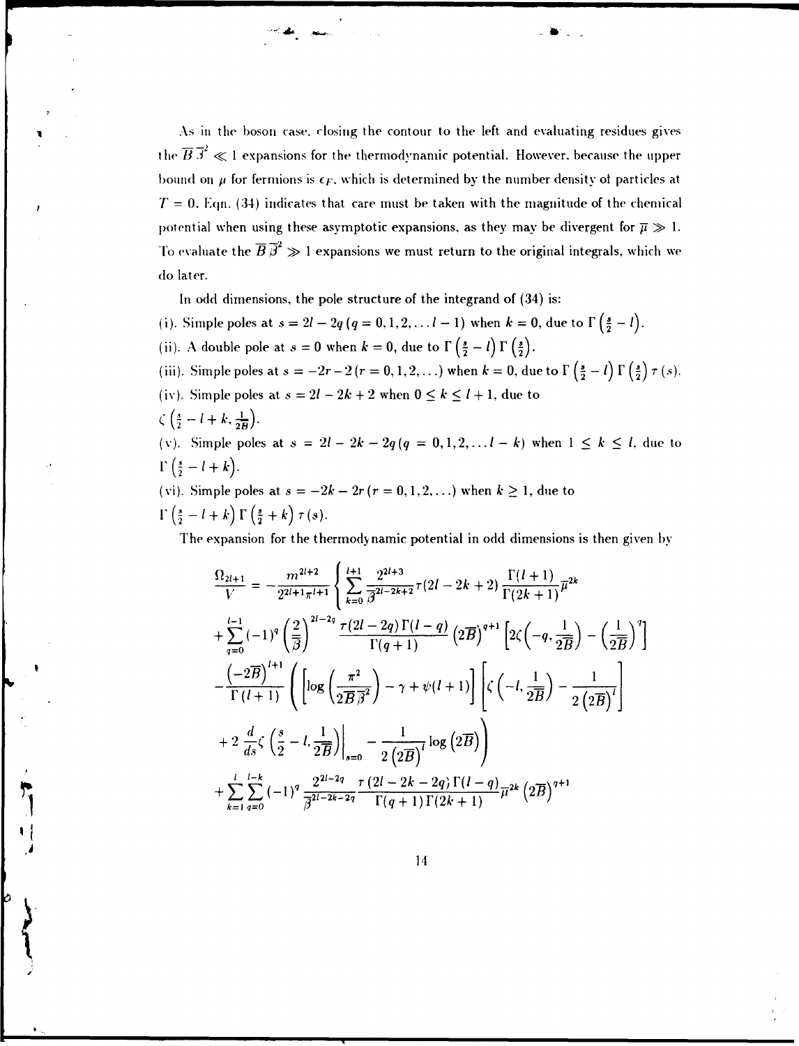As in the boson case, closing the contour to the left and evaluating residues gives the $\overline{B}\,\overline{\beta}^2 \ll 1$ expansions for the thermodynamic potential. However, because the upper bound on $\mu$ for fermions is $\epsilon_F$, which is determined by the number density of particles at $T = 0$, Eqn. (34) indicates that care must be taken with the magnitude of the chemical potential when using these asymptotic expansions, as they may be divergent for $\overline{\mu} \gg 1$. To evaluate the $\overline{B}\,\overline{\beta}^2 \gg 1$ expansions we must return to the original integrals, which we do later.

In odd dimensions, the pole structure of the integrand of (34) is:

(i). Simple poles at $s = 2l - 2q\,(q = 0, 1, 2, \ldots l-1)$ when $k = 0$, due to $\Gamma\left(\frac{s}{2} - l\right)$.

(ii). A double pole at $s = 0$ when $k = 0$, due to $\Gamma\left(\frac{s}{2} - l\right)\Gamma\left(\frac{s}{2}\right)$.

(iii). Simple poles at $s = -2r - 2\,(r = 0, 1, 2, \ldots)$ when $k = 0$, due to $\Gamma\left(\frac{s}{2} - l\right)\Gamma\left(\frac{s}{2}\right)\tau(s)$.

(iv). Simple poles at $s = 2l - 2k + 2$ when $0 \leq k \leq l + 1$, due to $\zeta\left(\frac{s}{2} - l + k, \frac{1}{2\overline{B}}\right)$.

(v). Simple poles at $s = 2l - 2k - 2q\,(q = 0, 1, 2, \ldots l - k)$ when $1 \leq k \leq l$, due to $\Gamma\left(\frac{s}{2} - l + k\right)$.

(vi). Simple poles at $s = -2k - 2r\,(r = 0, 1, 2, \ldots)$ when $k \geq 1$, due to $\Gamma\left(\frac{s}{2} - l + k\right)\Gamma\left(\frac{s}{2} + k\right)\tau(s)$.

The expansion for the thermodynamic potential in odd dimensions is then given by

$$
\begin{aligned}
\frac{\Omega_{2l+1}}{V} = -\frac{m^{2l+2}}{2^{2l+1}\pi^{l+1}} \Bigg\{ & \sum_{k=0}^{l+1} \frac{2^{2l+3}}{\overline{\beta}^{2l-2k+2}} \tau(2l - 2k + 2) \frac{\Gamma(l+1)}{\Gamma(2k+1)} \overline{\mu}^{2k} \\
& + \sum_{q=0}^{l-1} (-1)^q \left(\frac{2}{\overline{\beta}}\right)^{2l-2q} \frac{\tau(2l-2q)\Gamma(l-q)}{\Gamma(q+1)} \left(2\overline{B}\right)^{q+1} \left[2\zeta\left(-q, \frac{1}{2\overline{B}}\right) - \left(\frac{1}{2\overline{B}}\right)^q\right] \\
& - \frac{\left(-2\overline{B}\right)^{l+1}}{\Gamma(l+1)} \Bigg( \left[\log\left(\frac{\pi^2}{2\overline{B}\,\overline{\beta}^2}\right) - \gamma + \psi(l+1)\right] \left[\zeta\left(-l, \frac{1}{2\overline{B}}\right) - \frac{1}{2\left(2\overline{B}\right)^l}\right] \\
& + 2\, \frac{d}{ds}\zeta\left(\frac{s}{2} - l, \frac{1}{2\overline{B}}\right)\Bigg|_{s=0} - \frac{1}{2\left(2\overline{B}\right)^l} \log\left(2\overline{B}\right) \Bigg) \\
& + \sum_{k=1}^{l} \sum_{q=0}^{l-k} (-1)^q \frac{2^{2l-2q}}{\overline{\beta}^{2l-2k-2q}} \frac{\tau(2l-2k-2q)\Gamma(l-q)}{\Gamma(q+1)\Gamma(2k+1)} \overline{\mu}^{2k} \left(2\overline{B}\right)^{q+1}
\end{aligned}
$$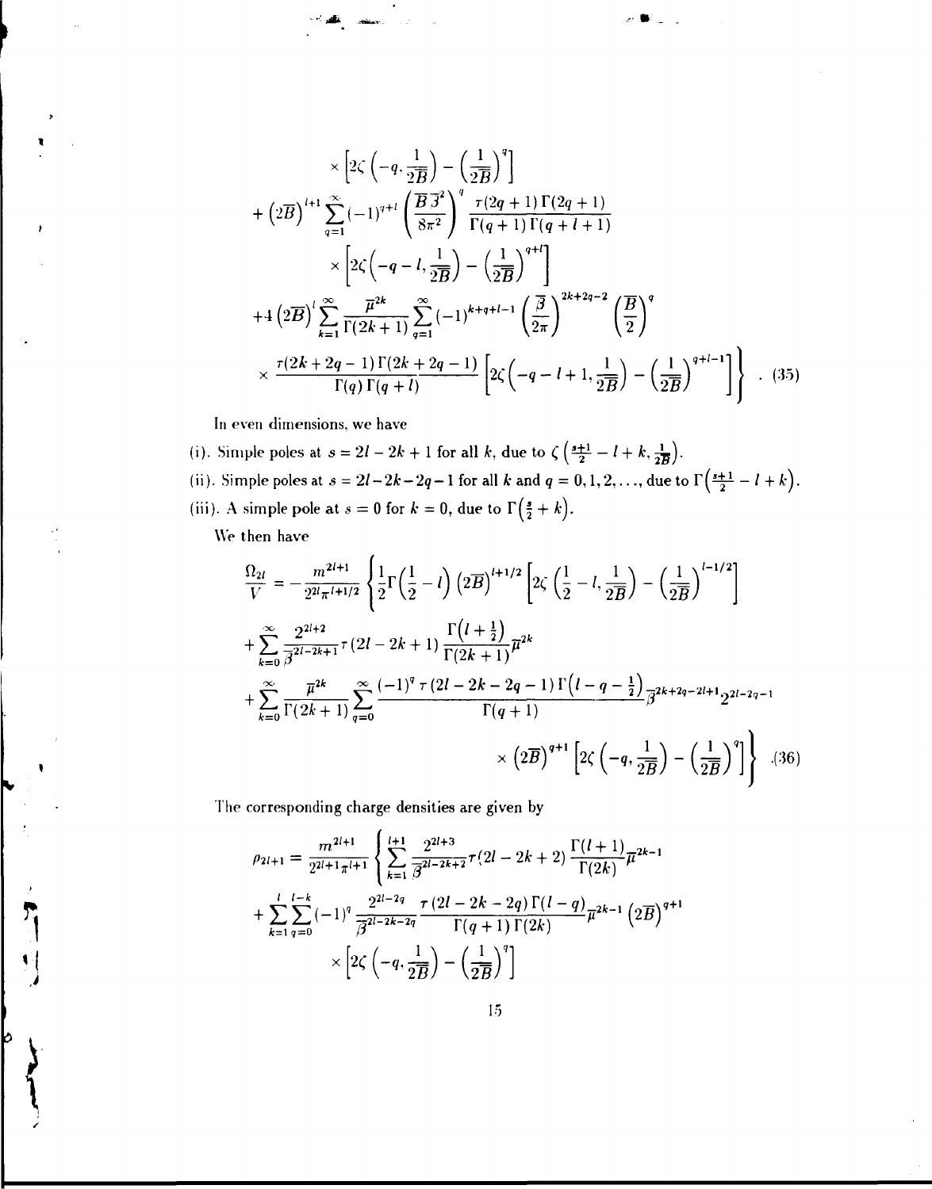$$
\times \left[2\zeta\left(-q, \frac{1}{2\overline{B}}\right) - \left(\frac{1}{2\overline{B}}\right)^q\right]
$$

$$
+ \left(2\overline{B}\right)^{l+1} \sum_{q=1}^{\infty} (-1)^{q+l} \left(\frac{\overline{B}\,\overline{\beta}^2}{8\pi^2}\right)^q \frac{\tau(2q+1)\,\Gamma(2q+1)}{\Gamma(q+1)\,\Gamma(q+l+1)}
$$

$$
\times \left[2\zeta\left(-q-l, \frac{1}{2\overline{B}}\right) - \left(\frac{1}{2\overline{B}}\right)^{q+l}\right]
$$

$$
+4\left(2\overline{B}\right)^l \sum_{k=1}^{\infty} \frac{\overline{\mu}^{2k}}{\Gamma(2k+1)} \sum_{q=1}^{\infty} (-1)^{k+q+l-1} \left(\frac{\overline{\beta}}{2\pi}\right)^{2k+2q-2} \left(\frac{\overline{B}}{2}\right)^q
$$

$$
\times \frac{\tau(2k+2q-1)\,\Gamma(2k+2q-1)}{\Gamma(q)\,\Gamma(q+l)} \left[2\zeta\left(-q-l+1, \frac{1}{2\overline{B}}\right) - \left(\frac{1}{2\overline{B}}\right)^{q+l-1}\right]\Bigg\} \quad . \quad (35)
$$

In even dimensions, we have

(i). Simple poles at $s = 2l - 2k + 1$ for all $k$, due to $\zeta\left(\frac{s+1}{2} - l + k, \frac{1}{2\overline{B}}\right)$.

(ii). Simple poles at $s = 2l - 2k - 2q - 1$ for all $k$ and $q = 0, 1, 2, \ldots$, due to $\Gamma\left(\frac{s+1}{2} - l + k\right)$.

(iii). A simple pole at $s = 0$ for $k = 0$, due to $\Gamma\left(\frac{s}{2} + k\right)$.

We then have

$$
\frac{\Omega_{2l}}{V} = -\frac{m^{2l+1}}{2^{2l}\pi^{l+1/2}} \left\{\frac{1}{2}\Gamma\left(\frac{1}{2} - l\right)\left(2\overline{B}\right)^{l+1/2}\left[2\zeta\left(\frac{1}{2} - l, \frac{1}{2\overline{B}}\right) - \left(\frac{1}{2\overline{B}}\right)^{l-1/2}\right]\right.
$$

$$
+ \sum_{k=0}^{\infty} \frac{2^{2l+2}}{\overline{\beta}^{2l-2k+1}} \tau(2l-2k+1) \frac{\Gamma\left(l+\frac{1}{2}\right)}{\Gamma(2k+1)} \overline{\mu}^{2k}
$$

$$
+ \sum_{k=0}^{\infty} \frac{\overline{\mu}^{2k}}{\Gamma(2k+1)} \sum_{q=0}^{\infty} \frac{(-1)^q\,\tau(2l-2k-2q-1)\,\Gamma\left(l-q-\frac{1}{2}\right)}{\Gamma(q+1)} \overline{\beta}^{2k+2q-2l+1} 2^{2l-2q-1}
$$

$$
\left. \times \left(2\overline{B}\right)^{q+1}\left[2\zeta\left(-q, \frac{1}{2\overline{B}}\right) - \left(\frac{1}{2\overline{B}}\right)^q\right]\right\} \quad (36)
$$

The corresponding charge densities are given by

$$
\rho_{2l+1} = \frac{m^{2l+1}}{2^{2l+1}\pi^{l+1}} \left\{\sum_{k=1}^{l+1} \frac{2^{2l+3}}{\overline{\beta}^{2l-2k+2}} \tau(2l-2k+2) \frac{\Gamma(l+1)}{\Gamma(2k)} \overline{\mu}^{2k-1}\right.
$$

$$
+ \sum_{k=1}^{l} \sum_{q=0}^{l-k} (-1)^q \frac{2^{2l-2q}}{\overline{\beta}^{2l-2k-2q}} \frac{\tau(2l-2k-2q)\,\Gamma(l-q)}{\Gamma(q+1)\,\Gamma(2k)} \overline{\mu}^{2k-1}\left(2\overline{B}\right)^{q+1}
$$

$$
\times \left[2\zeta\left(-q, \frac{1}{2\overline{B}}\right) - \left(\frac{1}{2\overline{B}}\right)^q\right]
$$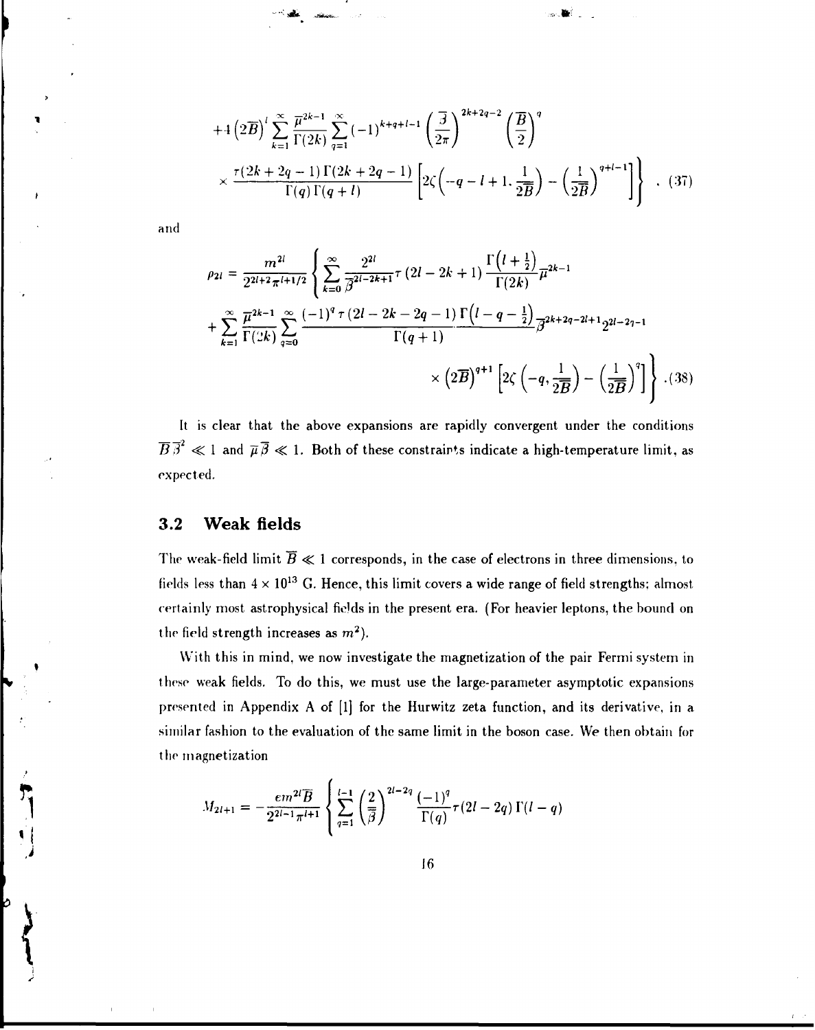$$+4\left(2\overline{B}\right)^{l}\sum_{k=1}^{\infty}\frac{\overline{\mu}^{2k-1}}{\Gamma(2k)}\sum_{q=1}^{\infty}(-1)^{k+q+l-1}\left(\frac{\overline{\beta}}{2\pi}\right)^{2k+2q-2}\left(\frac{\overline{B}}{2}\right)^{q}$$

$$\times\frac{\tau(2k+2q-1)\,\Gamma(2k+2q-1)}{\Gamma(q)\,\Gamma(q+l)}\left[2\zeta\left(-q-l+1,\frac{1}{2\overline{B}}\right)-\left(\frac{1}{2\overline{B}}\right)^{q+l-1}\right]\Bigg\} \quad . \ (37)$$

and

$$\rho_{2l}=\frac{m^{2l}}{2^{2l+2}\pi^{l+1/2}}\left\{\sum_{k=0}^{\infty}\frac{2^{2l}}{\overline{\beta}^{2l-2k+1}}\tau\left(2l-2k+1\right)\frac{\Gamma\left(l+\frac{1}{2}\right)}{\Gamma(2k)}\overline{\mu}^{2k-1}\right.$$

$$+\sum_{k=1}^{\infty}\frac{\overline{\mu}^{2k-1}}{\Gamma(2k)}\sum_{q=0}^{\infty}\frac{(-1)^{q}\,\tau\left(2l-2k-2q-1\right)\Gamma\left(l-q-\frac{1}{2}\right)}{\Gamma(q+1)}\overline{\beta}^{2k+2q-2l+1}2^{2l-2q-1}$$

$$\left.\times\left(2\overline{B}\right)^{q+1}\left[2\zeta\left(-q,\frac{1}{2\overline{B}}\right)-\left(\frac{1}{2\overline{B}}\right)^{q}\right]\right\} \ .(38)$$

It is clear that the above expansions are rapidly convergent under the conditions $\overline{B}\,\overline{\beta}^{2}\ll 1$ and $\overline{\mu}\,\overline{\beta}\ll 1$. Both of these constraints indicate a high-temperature limit, as expected.

### 3.2 Weak fields

The weak-field limit $\overline{B}\ll 1$ corresponds, in the case of electrons in three dimensions, to fields less than $4\times 10^{13}$ G. Hence, this limit covers a wide range of field strengths; almost certainly most astrophysical fields in the present era. (For heavier leptons, the bound on the field strength increases as $m^{2}$).

With this in mind, we now investigate the magnetization of the pair Fermi system in these weak fields. To do this, we must use the large-parameter asymptotic expansions presented in Appendix A of [1] for the Hurwitz zeta function, and its derivative, in a similar fashion to the evaluation of the same limit in the boson case. We then obtain for the magnetization

$$M_{2l+1}=-\frac{em^{2l}\overline{B}}{2^{2l-1}\pi^{l+1}}\left\{\sum_{q=1}^{l-1}\left(\frac{2}{\overline{\beta}}\right)^{2l-2q}\frac{(-1)^{q}}{\Gamma(q)}\tau(2l-2q)\,\Gamma(l-q)\right.$$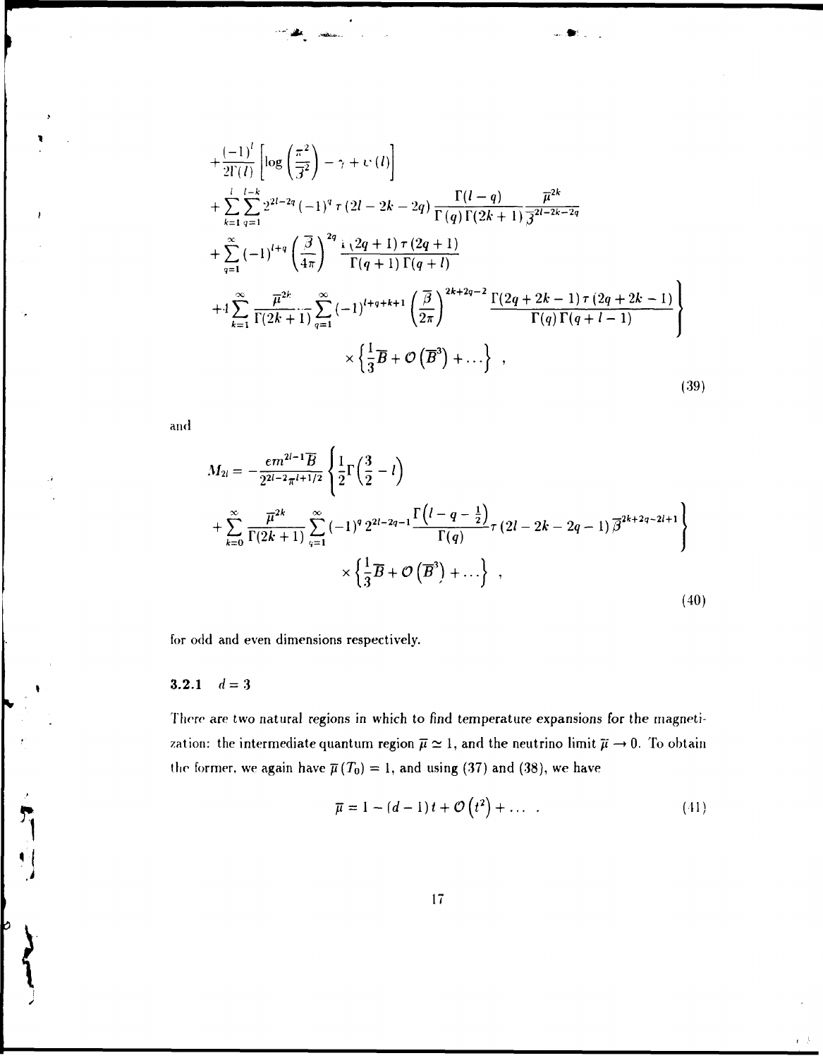$$
\begin{aligned}
&+\frac{(-1)^l}{2\Gamma(l)}\left[\log\left(\frac{\pi^2}{\overline{\beta}^2}\right)-\gamma+\psi(l)\right]\\
&+\sum_{k=1}^{l}\sum_{q=1}^{l-k}2^{2l-2q}(-1)^q\,\tau(2l-2k-2q)\frac{\Gamma(l-q)}{\Gamma(q)\Gamma(2k+1)}\frac{\overline{\mu}^{2k}}{\overline{\beta}^{2l-2k-2q}}\\
&+\sum_{q=1}^{\infty}(-1)^{l+q}\left(\frac{\overline{\beta}}{4\pi}\right)^{2q}\frac{\Gamma(2q+1)\,\tau(2q+1)}{\Gamma(q+1)\Gamma(q+l)}\\
&+4\sum_{k=1}^{\infty}\frac{\overline{\mu}^{2k}}{\Gamma(2k+1)}\sum_{q=1}^{\infty}(-1)^{l+q+k+1}\left(\frac{\overline{\beta}}{2\pi}\right)^{2k+2q-2}\frac{\Gamma(2q+2k-1)\,\tau(2q+2k-1)}{\Gamma(q)\Gamma(q+l-1)}\Bigg\}\\
&\qquad\times\left\{\frac{1}{3}\overline{B}+\mathcal{O}\left(\overline{B}^3\right)+\dots\right\}\ ,
\end{aligned}
\tag{39}
$$

and

$$
\begin{aligned}
M_{2l}=&-\frac{em^{2l-1}\overline{B}}{2^{2l-2}\pi^{l+1/2}}\Bigg\{\frac{1}{2}\Gamma\left(\frac{3}{2}-l\right)\\
&+\sum_{k=0}^{\infty}\frac{\overline{\mu}^{2k}}{\Gamma(2k+1)}\sum_{q=1}^{\infty}(-1)^q\,2^{2l-2q-1}\frac{\Gamma\left(l-q-\frac{1}{2}\right)}{\Gamma(q)}\tau(2l-2k-2q-1)\,\overline{\beta}^{2k+2q-2l+1}\Bigg\}\\
&\qquad\times\left\{\frac{1}{3}\overline{B}+\mathcal{O}\left(\overline{B}^3\right)+\dots\right\}\ ,
\end{aligned}
\tag{40}
$$

for odd and even dimensions respectively.

### 3.2.1 $d=3$

There are two natural regions in which to find temperature expansions for the magnetization: the intermediate quantum region $\overline{\mu}\simeq 1$, and the neutrino limit $\overline{\mu}\to 0$. To obtain the former, we again have $\overline{\mu}(T_0)=1$, and using (37) and (38), we have

$$
\overline{\mu}=1-(d-1)\,t+\mathcal{O}\left(t^2\right)+\dots\ . \tag{41}
$$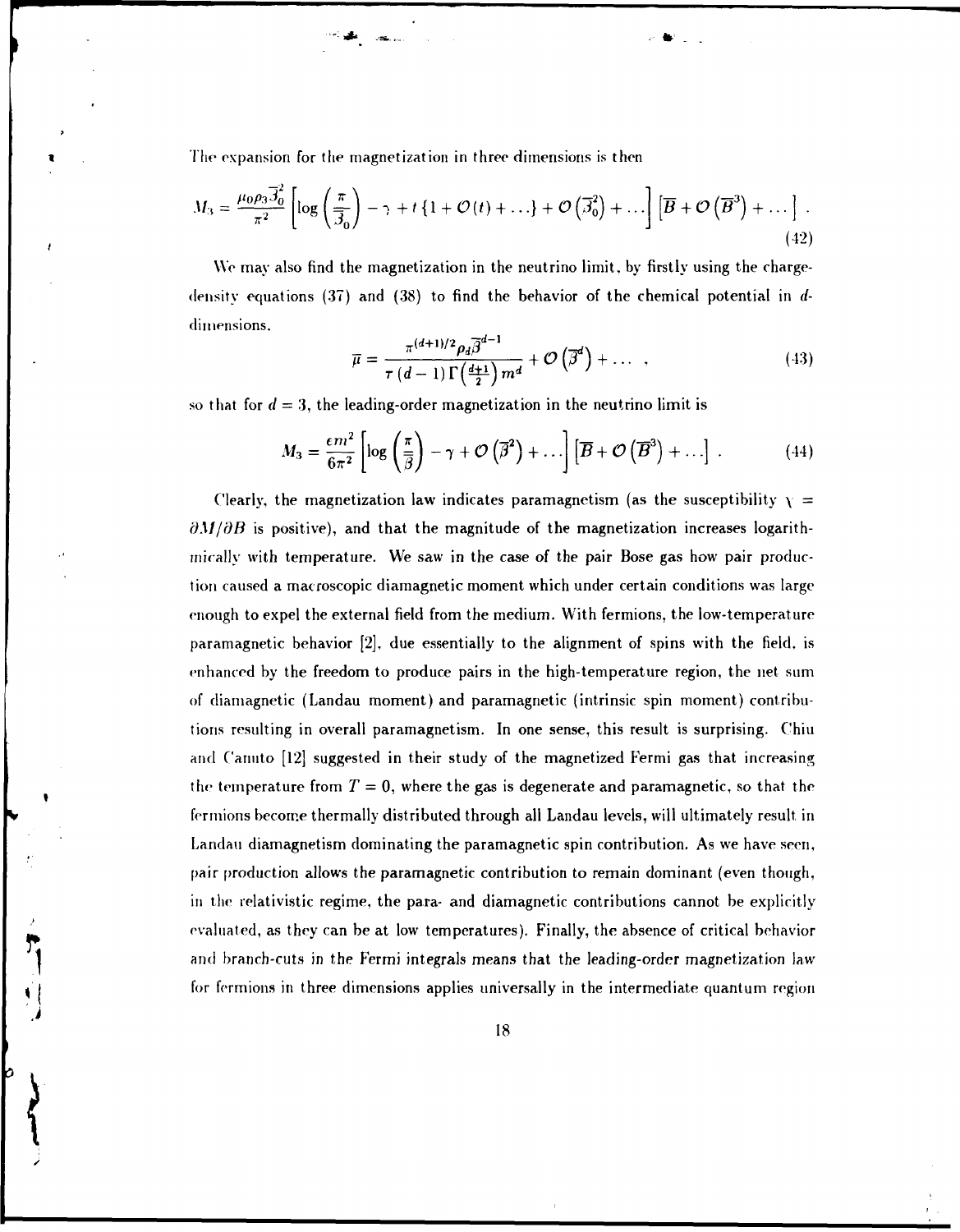The expansion for the magnetization in three dimensions is then

$$M_3 = \frac{\mu_0 \rho_3 \overline{\beta}_0^2}{\pi^2} \left[ \log\left(\frac{\pi}{\overline{\beta}_0}\right) - \gamma + t\left\{1 + \mathcal{O}(t) + \ldots\right\} + \mathcal{O}\left(\overline{\beta}_0^2\right) + \ldots \right] \left[ \overline{B} + \mathcal{O}\left(\overline{B}^3\right) + \ldots \right] . \tag{42}$$

We may also find the magnetization in the neutrino limit, by firstly using the charge-density equations (37) and (38) to find the behavior of the chemical potential in $d$-dimensions,

$$\overline{\mu} = \frac{\pi^{(d+1)/2} \rho_d \overline{\beta}^{d-1}}{\tau (d-1) \Gamma\left(\frac{d+1}{2}\right) m^d} + \mathcal{O}\left(\overline{\beta}^d\right) + \ldots \ , \tag{43}$$

so that for $d = 3$, the leading-order magnetization in the neutrino limit is

$$M_3 = \frac{\epsilon m^2}{6\pi^2} \left[ \log\left(\frac{\pi}{\overline{\beta}}\right) - \gamma + \mathcal{O}\left(\overline{\beta}^2\right) + \ldots \right] \left[ \overline{B} + \mathcal{O}\left(\overline{B}^3\right) + \ldots \right] . \tag{44}$$

Clearly, the magnetization law indicates paramagnetism (as the susceptibility $\chi = \partial M / \partial B$ is positive), and that the magnitude of the magnetization increases logarithmically with temperature. We saw in the case of the pair Bose gas how pair production caused a macroscopic diamagnetic moment which under certain conditions was large enough to expel the external field from the medium. With fermions, the low-temperature paramagnetic behavior [2], due essentially to the alignment of spins with the field, is enhanced by the freedom to produce pairs in the high-temperature region, the net sum of diamagnetic (Landau moment) and paramagnetic (intrinsic spin moment) contributions resulting in overall paramagnetism. In one sense, this result is surprising. Chiu and Canuto [12] suggested in their study of the magnetized Fermi gas that increasing the temperature from $T = 0$, where the gas is degenerate and paramagnetic, so that the fermions become thermally distributed through all Landau levels, will ultimately result in Landau diamagnetism dominating the paramagnetic spin contribution. As we have seen, pair production allows the paramagnetic contribution to remain dominant (even though, in the relativistic regime, the para- and diamagnetic contributions cannot be explicitly evaluated, as they can be at low temperatures). Finally, the absence of critical behavior and branch-cuts in the Fermi integrals means that the leading-order magnetization law for fermions in three dimensions applies universally in the intermediate quantum region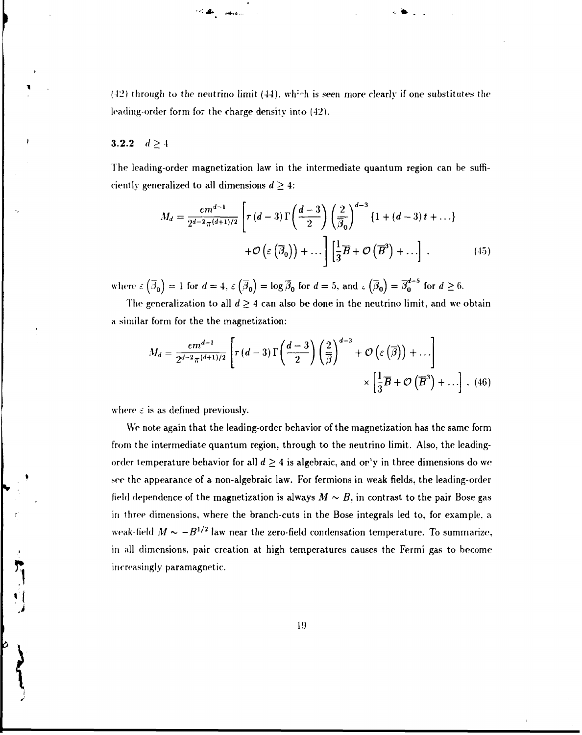(42) through to the neutrino limit (44), which is seen more clearly if one substitutes the leading-order form for the charge density into (42).

### 3.2.2 $d \geq 4$

The leading-order magnetization law in the intermediate quantum region can be sufficiently generalized to all dimensions $d \geq 4$:

$$M_d = \frac{e m^{d-1}}{2^{d-2}\pi^{(d+1)/2}} \left[ \tau (d-3)\Gamma\!\left(\frac{d-3}{2}\right) \left(\frac{2}{\overline{\beta}_0}\right)^{d-3} \{1 + (d-3)t + \ldots\} + \mathcal{O}\left(\varepsilon\left(\overline{\beta}_0\right)\right) + \ldots \right] \left[\frac{1}{3}\overline{B} + \mathcal{O}\left(\overline{B}^3\right) + \ldots\right], \tag{45}$$

where $\varepsilon\left(\overline{\beta}_0\right) = 1$ for $d = 4$, $\varepsilon\left(\overline{\beta}_0\right) = \log \overline{\beta}_0$ for $d = 5$, and $\varepsilon\left(\overline{\beta}_0\right) = \overline{\beta}_0^{d-5}$ for $d \geq 6$.

The generalization to all $d \geq 4$ can also be done in the neutrino limit, and we obtain a similar form for the the magnetization:

$$M_d = \frac{e m^{d-1}}{2^{d-2}\pi^{(d+1)/2}} \left[ \tau (d-3)\Gamma\!\left(\frac{d-3}{2}\right) \left(\frac{2}{\overline{\beta}}\right)^{d-3} + \mathcal{O}\left(\varepsilon\left(\overline{\beta}\right)\right) + \ldots \right] \times \left[\frac{1}{3}\overline{B} + \mathcal{O}\left(\overline{B}^3\right) + \ldots\right], \tag{46}$$

where $\varepsilon$ is as defined previously.

We note again that the leading-order behavior of the magnetization has the same form from the intermediate quantum region, through to the neutrino limit. Also, the leading-order temperature behavior for all $d \geq 4$ is algebraic, and only in three dimensions do we see the appearance of a non-algebraic law. For fermions in weak fields, the leading-order field dependence of the magnetization is always $M \sim B$, in contrast to the pair Bose gas in three dimensions, where the branch-cuts in the Bose integrals led to, for example, a weak-field $M \sim -B^{1/2}$ law near the zero-field condensation temperature. To summarize, in all dimensions, pair creation at high temperatures causes the Fermi gas to become increasingly paramagnetic.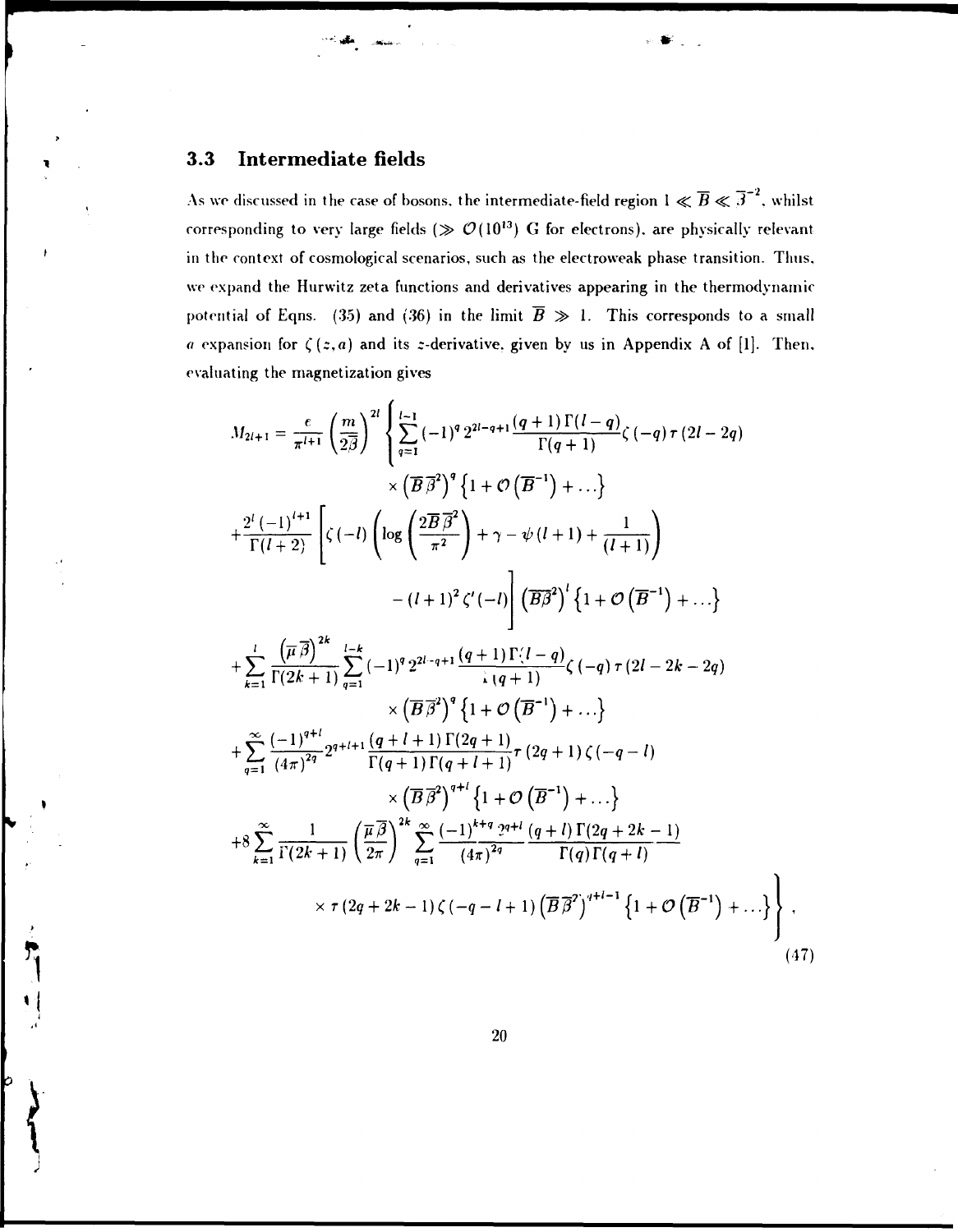### 3.3 Intermediate fields

As we discussed in the case of bosons, the intermediate-field region $1 \ll \overline{B} \ll \overline{\beta}^{-2}$, whilst corresponding to very large fields ($\gg \mathcal{O}(10^{13})$ G for electrons), are physically relevant in the context of cosmological scenarios, such as the electroweak phase transition. Thus, we expand the Hurwitz zeta functions and derivatives appearing in the thermodynamic potential of Eqns. (35) and (36) in the limit $\overline{B} \gg 1$. This corresponds to a small $a$ expansion for $\zeta(z,a)$ and its $z$-derivative, given by us in Appendix A of [1]. Then, evaluating the magnetization gives

$$
\begin{aligned}
M_{2l+1} = \frac{\epsilon}{\pi^{l+1}} \left(\frac{m}{2\overline{\beta}}\right)^{2l} \Bigg\{ & \sum_{q=1}^{l-1} (-1)^q 2^{2l-q+1} \frac{(q+1)\Gamma(l-q)}{\Gamma(q+1)} \zeta(-q)\, \tau(2l-2q) \\
& \times \left(\overline{B}\overline{\beta}^2\right)^q \left\{1 + \mathcal{O}\left(\overline{B}^{-1}\right) + \ldots\right\} \\
+ \frac{2^l(-1)^{l+1}}{\Gamma(l+2)} & \Bigg[ \zeta(-l) \left( \log\left(\frac{2\overline{B}\overline{\beta}^2}{\pi^2}\right) + \gamma - \psi(l+1) + \frac{1}{(l+1)} \right) \\
& - (l+1)^2 \zeta'(-l) \Bigg] \left(\overline{B}\overline{\beta}^2\right)^l \left\{1 + \mathcal{O}\left(\overline{B}^{-1}\right) + \ldots\right\} \\
+ \sum_{k=1}^{l} \frac{\left(\overline{\mu}\overline{\beta}\right)^{2k}}{\Gamma(2k+1)} & \sum_{q=1}^{l-k} (-1)^q 2^{2l-q+1} \frac{(q+1)\Gamma(l-q)}{\Gamma(q+1)} \zeta(-q)\, \tau(2l-2k-2q) \\
& \times \left(\overline{B}\overline{\beta}^2\right)^q \left\{1 + \mathcal{O}\left(\overline{B}^{-1}\right) + \ldots\right\} \\
+ \sum_{q=1}^{\infty} \frac{(-1)^{q+l}}{(4\pi)^{2q}} & 2^{q+l+1} \frac{(q+l+1)\Gamma(2q+1)}{\Gamma(q+1)\Gamma(q+l+1)} \tau(2q+1)\, \zeta(-q-l) \\
& \times \left(\overline{B}\overline{\beta}^2\right)^{q+l} \left\{1 + \mathcal{O}\left(\overline{B}^{-1}\right) + \ldots\right\} \\
+ 8 \sum_{k=1}^{\infty} \frac{1}{\Gamma(2k+1)} & \left(\frac{\overline{\mu}\overline{\beta}}{2\pi}\right)^{2k} \sum_{q=1}^{\infty} \frac{(-1)^{k+q}}{(4\pi)^{2q}} \frac{2^{q+l}(q+l)\Gamma(2q+2k-1)}{\Gamma(q)\Gamma(q+l)} \\
& \times \tau(2q+2k-1)\, \zeta(-q-l+1) \left(\overline{B}\overline{\beta}^2\right)^{q+l-1} \left\{1 + \mathcal{O}\left(\overline{B}^{-1}\right) + \ldots\right\} \Bigg\},
\end{aligned}
\tag{47}
$$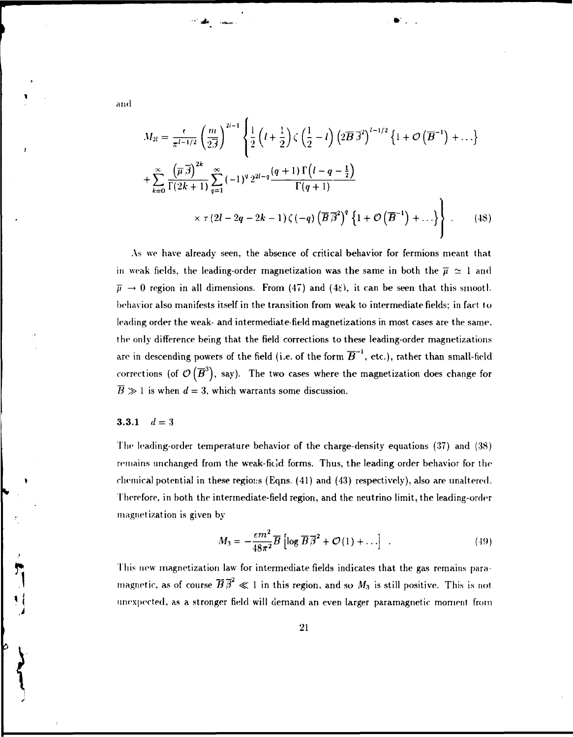and

$$M_{2l} = \frac{\epsilon}{\pi^{l-1/2}} \left(\frac{m}{2\overline{\beta}}\right)^{2l-1} \left\{ \frac{1}{2}\left(l+\frac{1}{2}\right)\zeta\left(\frac{1}{2}-l\right)\left(2\overline{B}\,\overline{\beta}^2\right)^{l-1/2}\left\{1+\mathcal{O}\left(\overline{B}^{-1}\right)+\ldots\right\} \right.$$

$$+\sum_{k=0}^{\infty}\frac{\left(\overline{\mu}\,\overline{\beta}\right)^{2k}}{\Gamma(2k+1)}\sum_{q=1}^{\infty}(-1)^q\, 2^{2l-q}\frac{(q+1)\,\Gamma\left(l-q-\frac{1}{2}\right)}{\Gamma(q+1)}$$

$$\left. \times\, \tau\left(2l-2q-2k-1\right)\zeta(-q)\left(\overline{B}\,\overline{\beta}^2\right)^q\left\{1+\mathcal{O}\left(\overline{B}^{-1}\right)+\ldots\right\} \right\}. \qquad (48)$$

As we have already seen, the absence of critical behavior for fermions meant that in weak fields, the leading-order magnetization was the same in both the $\overline{\mu} \simeq 1$ and $\overline{\mu} \to 0$ region in all dimensions. From (47) and (48), it can be seen that this smooth behavior also manifests itself in the transition from weak to intermediate fields; in fact to leading order the weak- and intermediate-field magnetizations in most cases are the same, the only difference being that the field corrections to these leading-order magnetizations are in descending powers of the field (i.e. of the form $\overline{B}^{-1}$, etc.), rather than small-field corrections (of $\mathcal{O}\left(\overline{B}^3\right)$, say). The two cases where the magnetization does change for $\overline{B} \gg 1$ is when $d=3$, which warrants some discussion.

### 3.3.1 $d = 3$

The leading-order temperature behavior of the charge-density equations (37) and (38) remains unchanged from the weak-field forms. Thus, the leading order behavior for the chemical potential in these regions (Eqns. (41) and (43) respectively), also are unaltered. Therefore, in both the intermediate-field region, and the neutrino limit, the leading-order magnetization is given by

$$M_3 = -\frac{em^2}{48\pi^2}\overline{B}\left[\log \overline{B}\,\overline{\beta}^2 + \mathcal{O}(1) + \ldots\right] . \qquad (49)$$

This new magnetization law for intermediate fields indicates that the gas remains paramagnetic, as of course $\overline{B}\,\overline{\beta}^2 \ll 1$ in this region, and so $M_3$ is still positive. This is not unexpected, as a stronger field will demand an even larger paramagnetic moment from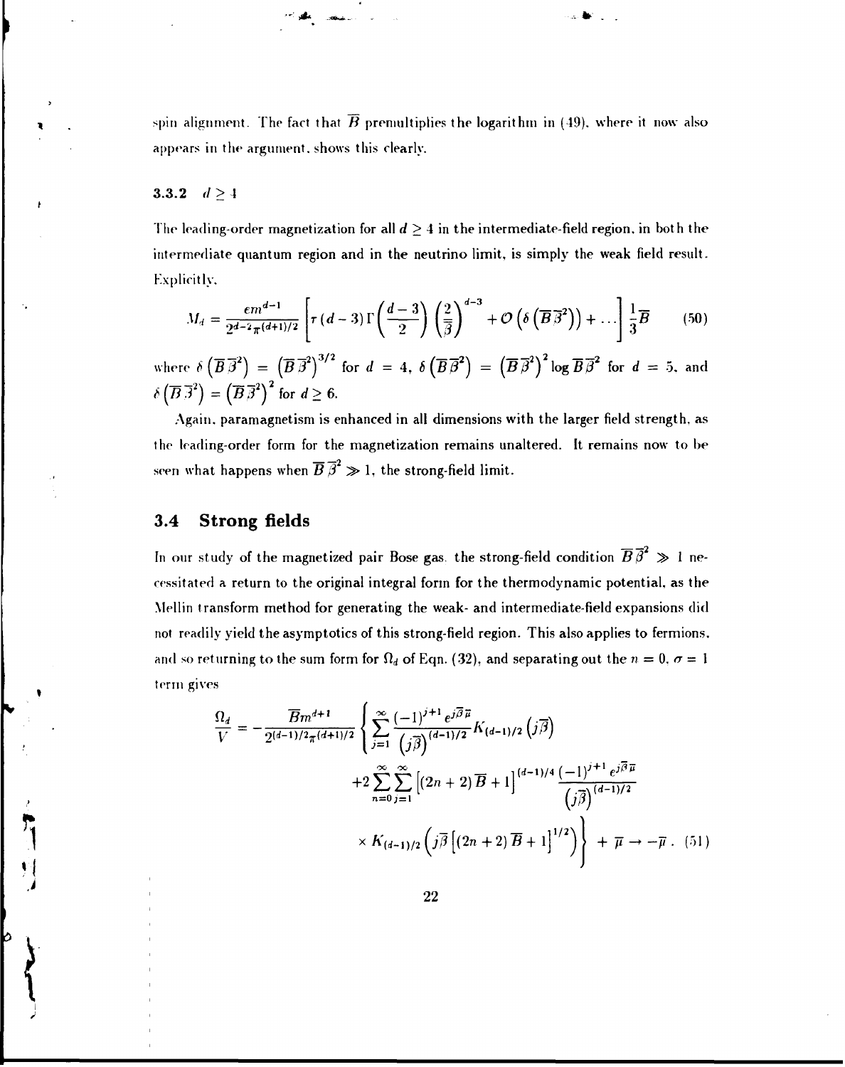spin alignment. The fact that $\overline{B}$ premultiplies the logarithm in (49), where it now also appears in the argument, shows this clearly.

### 3.3.2 $d \geq 4$

The leading-order magnetization for all $d \geq 4$ in the intermediate-field region, in both the intermediate quantum region and in the neutrino limit, is simply the weak field result. Explicitly,

$$
M_d = \frac{e m^{d-1}}{2^{d-2}\pi^{(d+1)/2}} \left[ r\,(d-3)\,\Gamma\!\left(\frac{d-3}{2}\right)\left(\frac{2}{\overline{\beta}}\right)^{d-3} + \mathcal{O}\left(\delta\left(\overline{B}\,\overline{\beta}^2\right)\right) + \ldots \right] \frac{1}{3}\overline{B} \tag{50}
$$

where $\delta\left(\overline{B}\,\overline{\beta}^2\right) = \left(\overline{B}\,\overline{\beta}^2\right)^{3/2}$ for $d = 4$, $\delta\left(\overline{B}\,\overline{\beta}^2\right) = \left(\overline{B}\,\overline{\beta}^2\right)^2 \log \overline{B}\,\overline{\beta}^2$ for $d = 5$, and $\delta\left(\overline{B}\,\overline{\beta}^2\right) = \left(\overline{B}\,\overline{\beta}^2\right)^2$ for $d \geq 6$.

Again, paramagnetism is enhanced in all dimensions with the larger field strength, as the leading-order form for the magnetization remains unaltered. It remains now to be seen what happens when $\overline{B}\,\overline{\beta}^2 \gg 1$, the strong-field limit.

## 3.4 Strong fields

In our study of the magnetized pair Bose gas, the strong-field condition $\overline{B}\,\overline{\beta}^2 \gg 1$ necessitated a return to the original integral form for the thermodynamic potential, as the Mellin transform method for generating the weak- and intermediate-field expansions did not readily yield the asymptotics of this strong-field region. This also applies to fermions, and so returning to the sum form for $\Omega_d$ of Eqn. (32), and separating out the $n = 0$, $\sigma = 1$ term gives

$$
\begin{aligned}
\frac{\Omega_d}{V} = -\frac{\overline{B} m^{d+1}}{2^{(d-1)/2}\pi^{(d+1)/2}} \Bigg\{ & \sum_{j=1}^{\infty} \frac{(-1)^{j+1} e^{j\overline{\beta}\overline{\mu}}}{\left(j\overline{\beta}\right)^{(d-1)/2}} K_{(d-1)/2}\left(j\overline{\beta}\right) \\
& + 2\sum_{n=0}^{\infty}\sum_{j=1}^{\infty} \left[(2n+2)\overline{B} + 1\right]^{(d-1)/4} \frac{(-1)^{j+1} e^{j\overline{\beta}\overline{\mu}}}{\left(j\overline{\beta}\right)^{(d-1)/2}} \\
& \times K_{(d-1)/2}\left(j\overline{\beta}\left[(2n+2)\overline{B} + 1\right]^{1/2}\right) \Bigg\} + \overline{\mu} \to -\overline{\mu}\,.
\end{aligned} \tag{51}
$$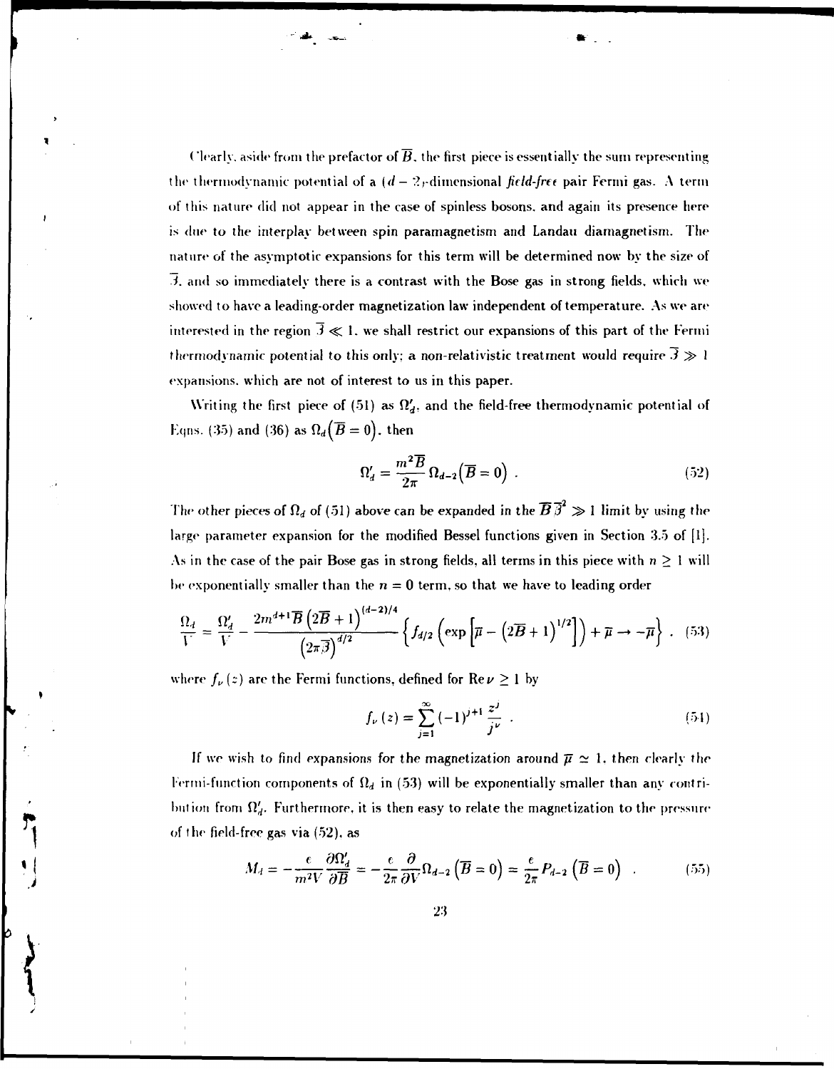Clearly, aside from the prefactor of $\overline{B}$, the first piece is essentially the sum representing the thermodynamic potential of a $(d-2)$-dimensional *field-free* pair Fermi gas. A term of this nature did not appear in the case of spinless bosons, and again its presence here is due to the interplay between spin paramagnetism and Landau diamagnetism. The nature of the asymptotic expansions for this term will be determined now by the size of $\overline{\beta}$, and so immediately there is a contrast with the Bose gas in strong fields, which we showed to have a leading-order magnetization law independent of temperature. As we are interested in the region $\overline{\beta} \ll 1$, we shall restrict our expansions of this part of the Fermi thermodynamic potential to this only; a non-relativistic treatment would require $\overline{\beta} \gg 1$ expansions, which are not of interest to us in this paper.

Writing the first piece of (51) as $\Omega_d'$, and the field-free thermodynamic potential of Eqns. (35) and (36) as $\Omega_d\left(\overline{B}=0\right)$, then

$$\Omega_d' = \frac{m^2\overline{B}}{2\pi}\,\Omega_{d-2}\left(\overline{B}=0\right) . \tag{52}$$

The other pieces of $\Omega_d$ of (51) above can be expanded in the $\overline{B}\,\overline{\beta}^2 \gg 1$ limit by using the large parameter expansion for the modified Bessel functions given in Section 3.5 of [1]. As in the case of the pair Bose gas in strong fields, all terms in this piece with $n \geq 1$ will be exponentially smaller than the $n = 0$ term, so that we have to leading order

$$\frac{\Omega_d}{V} = \frac{\Omega_d'}{V} - \frac{2m^{d+1}\overline{B}\left(2\overline{B}+1\right)^{(d-2)/4}}{\left(2\pi\overline{\beta}\right)^{d/2}}\left\{ f_{d/2}\left(\exp\left[\overline{\mu} - \left(2\overline{B}+1\right)^{1/2}\right]\right) + \overline{\mu} \to -\overline{\mu}\right\} , \tag{53}$$

where $f_\nu(z)$ are the Fermi functions, defined for $\mathrm{Re}\,\nu \geq 1$ by

$$f_\nu(z) = \sum_{j=1}^{\infty} (-1)^{j+1}\frac{z^j}{j^\nu} . \tag{54}$$

If we wish to find expansions for the magnetization around $\overline{\mu} \simeq 1$, then clearly the Fermi-function components of $\Omega_d$ in (53) will be exponentially smaller than any contribution from $\Omega_d'$. Furthermore, it is then easy to relate the magnetization to the pressure of the field-free gas via (52), as

$$M_d = -\frac{e}{m^2V}\frac{\partial \Omega_d'}{\partial \overline{B}} = -\frac{e}{2\pi}\frac{\partial}{\partial V}\Omega_{d-2}\left(\overline{B}=0\right) = \frac{e}{2\pi}P_{d-2}\left(\overline{B}=0\right) . \tag{55}$$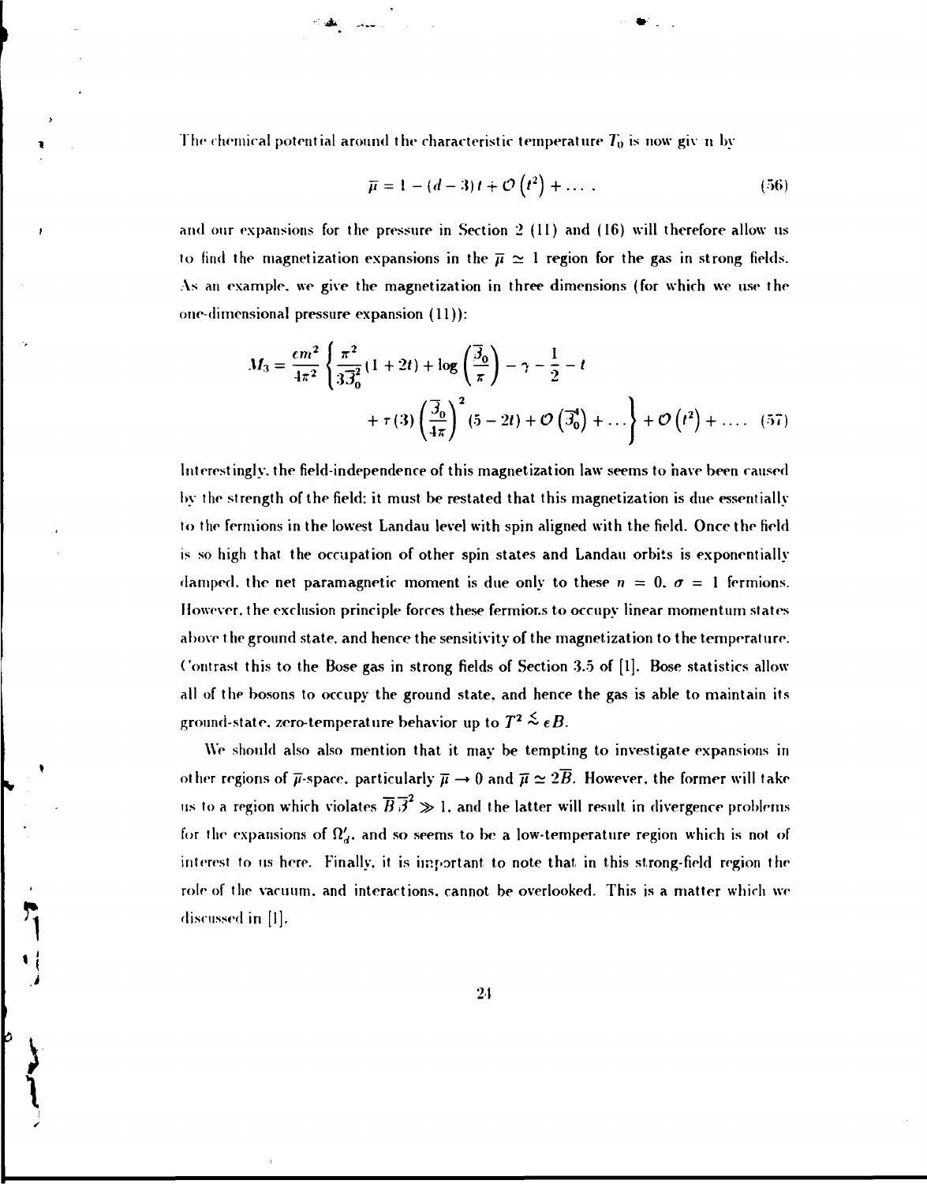The chemical potential around the characteristic temperature $T_0$ is now given by

$$\overline{\mu} = 1 - (d-3)t + \mathcal{O}\left(t^2\right) + \dots , \tag{56}$$

and our expansions for the pressure in Section 2 (11) and (16) will therefore allow us to find the magnetization expansions in the $\overline{\mu} \simeq 1$ region for the gas in strong fields. As an example, we give the magnetization in three dimensions (for which we use the one-dimensional pressure expansion (11)):

$$M_3 = \frac{em^2}{4\pi^2}\left\{\frac{\pi^2}{3\overline{\beta}_0^2}(1+2t) + \log\left(\frac{\overline{\beta}_0}{\pi}\right) - \gamma - \frac{1}{2} - t \right. \\ \left. + \tau(3)\left(\frac{\overline{\beta}_0}{4\pi}\right)^2 (5-2t) + \mathcal{O}\left(\overline{\beta}_0^4\right) + \dots \right\} + \mathcal{O}\left(t^2\right) + \dots . \tag{57}$$

Interestingly, the field-independence of this magnetization law seems to have been caused by the strength of the field; it must be restated that this magnetization is due essentially to the fermions in the lowest Landau level with spin aligned with the field. Once the field is so high that the occupation of other spin states and Landau orbits is exponentially damped, the net paramagnetic moment is due only to these $n = 0$, $\sigma = 1$ fermions. However, the exclusion principle forces these fermions to occupy linear momentum states above the ground state, and hence the sensitivity of the magnetization to the temperature. Contrast this to the Bose gas in strong fields of Section 3.5 of [1]. Bose statistics allow all of the bosons to occupy the ground state, and hence the gas is able to maintain its ground-state, zero-temperature behavior up to $T^2 \lesssim eB$.

We should also also mention that it may be tempting to investigate expansions in other regions of $\overline{\mu}$-space, particularly $\overline{\mu} \to 0$ and $\overline{\mu} \simeq 2\overline{B}$. However, the former will take us to a region which violates $\overline{B}\overline{\beta}^2 \gg 1$, and the latter will result in divergence problems for the expansions of $\Omega_d'$, and so seems to be a low-temperature region which is not of interest to us here. Finally, it is important to note that in this strong-field region the role of the vacuum, and interactions, cannot be overlooked. This is a matter which we discussed in [1].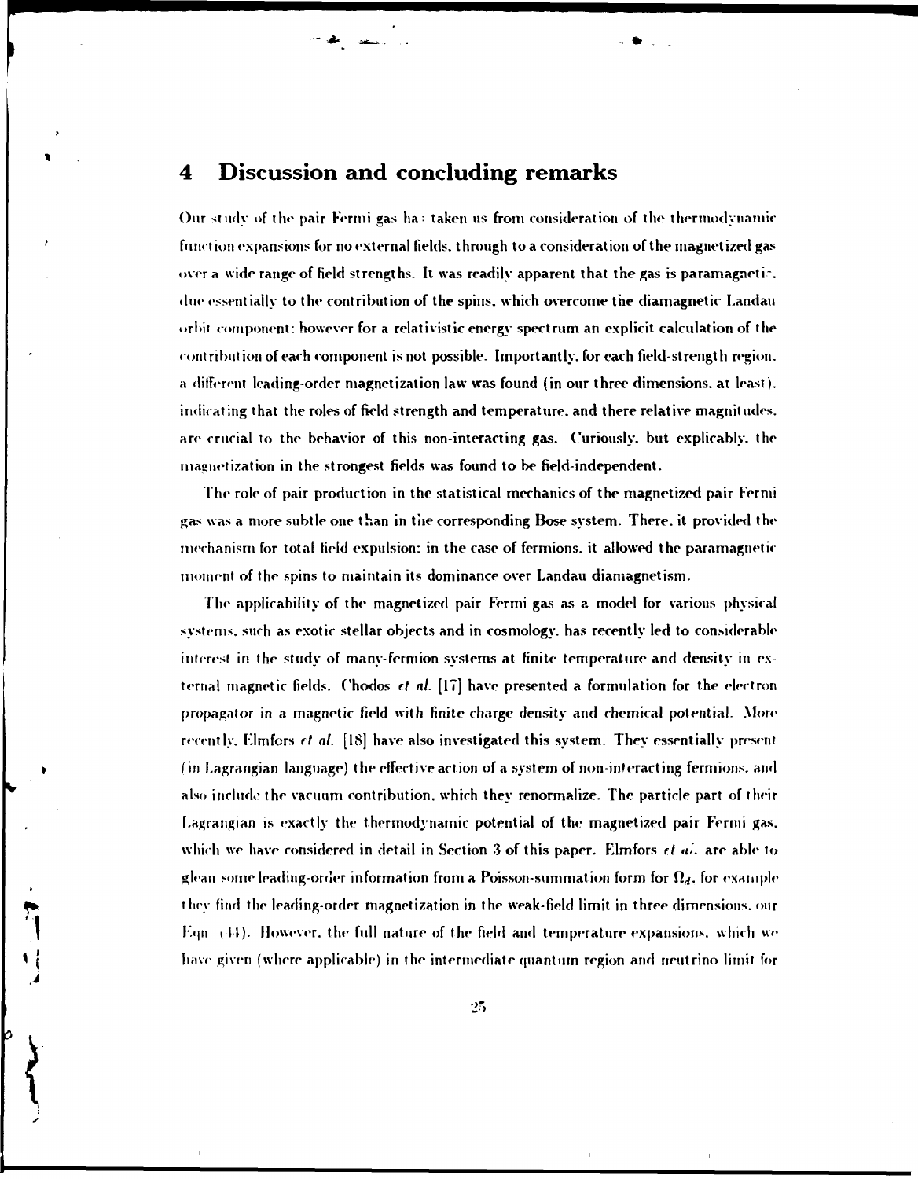# 4 Discussion and concluding remarks

Our study of the pair Fermi gas has taken us from consideration of the thermodynamic function expansions for no external fields, through to a consideration of the magnetized gas over a wide range of field strengths. It was readily apparent that the gas is paramagnetic, due essentially to the contribution of the spins, which overcome the diamagnetic Landau orbit component; however for a relativistic energy spectrum an explicit calculation of the contribution of each component is not possible. Importantly, for each field-strength region, a different leading-order magnetization law was found (in our three dimensions, at least), indicating that the roles of field strength and temperature, and there relative magnitudes, are crucial to the behavior of this non-interacting gas. Curiously, but explicably, the magnetization in the strongest fields was found to be field-independent.

The role of pair production in the statistical mechanics of the magnetized pair Fermi gas was a more subtle one than in the corresponding Bose system. There, it provided the mechanism for total field expulsion; in the case of fermions, it allowed the paramagnetic moment of the spins to maintain its dominance over Landau diamagnetism.

The applicability of the magnetized pair Fermi gas as a model for various physical systems, such as exotic stellar objects and in cosmology, has recently led to considerable interest in the study of many-fermion systems at finite temperature and density in external magnetic fields. Chodos *et al.* [17] have presented a formulation for the electron propagator in a magnetic field with finite charge density and chemical potential. More recently, Elmfors *et al.* [18] have also investigated this system. They essentially present (in Lagrangian language) the effective action of a system of non-interacting fermions, and also include the vacuum contribution, which they renormalize. The particle part of their Lagrangian is exactly the thermodynamic potential of the magnetized pair Fermi gas, which we have considered in detail in Section 3 of this paper. Elmfors *et al.* are able to glean some leading-order information from a Poisson-summation form for $\Omega_d$, for example they find the leading-order magnetization in the weak-field limit in three dimensions, our Eqn (44). However, the full nature of the field and temperature expansions, which we have given (where applicable) in the intermediate quantum region and neutrino limit for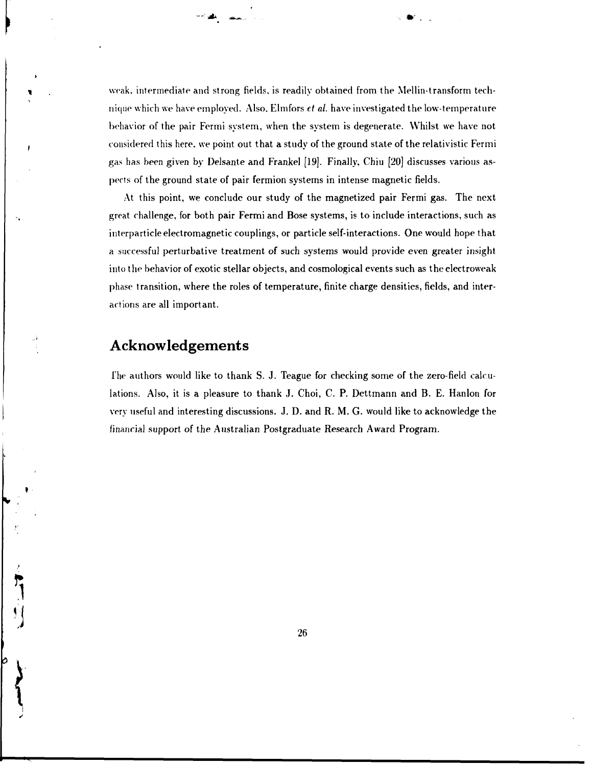weak, intermediate and strong fields, is readily obtained from the Mellin-transform technique which we have employed. Also, Elmfors *et al.* have investigated the low-temperature behavior of the pair Fermi system, when the system is degenerate. Whilst we have not considered this here, we point out that a study of the ground state of the relativistic Fermi gas has been given by Delsante and Frankel [19]. Finally, Chiu [20] discusses various aspects of the ground state of pair fermion systems in intense magnetic fields.

At this point, we conclude our study of the magnetized pair Fermi gas. The next great challenge, for both pair Fermi and Bose systems, is to include interactions, such as interparticle electromagnetic couplings, or particle self-interactions. One would hope that a successful perturbative treatment of such systems would provide even greater insight into the behavior of exotic stellar objects, and cosmological events such as the electroweak phase transition, where the roles of temperature, finite charge densities, fields, and interactions are all important.

## Acknowledgements

The authors would like to thank S. J. Teague for checking some of the zero-field calculations. Also, it is a pleasure to thank J. Choi, C. P. Dettmann and B. E. Hanlon for very useful and interesting discussions. J. D. and R. M. G. would like to acknowledge the financial support of the Australian Postgraduate Research Award Program.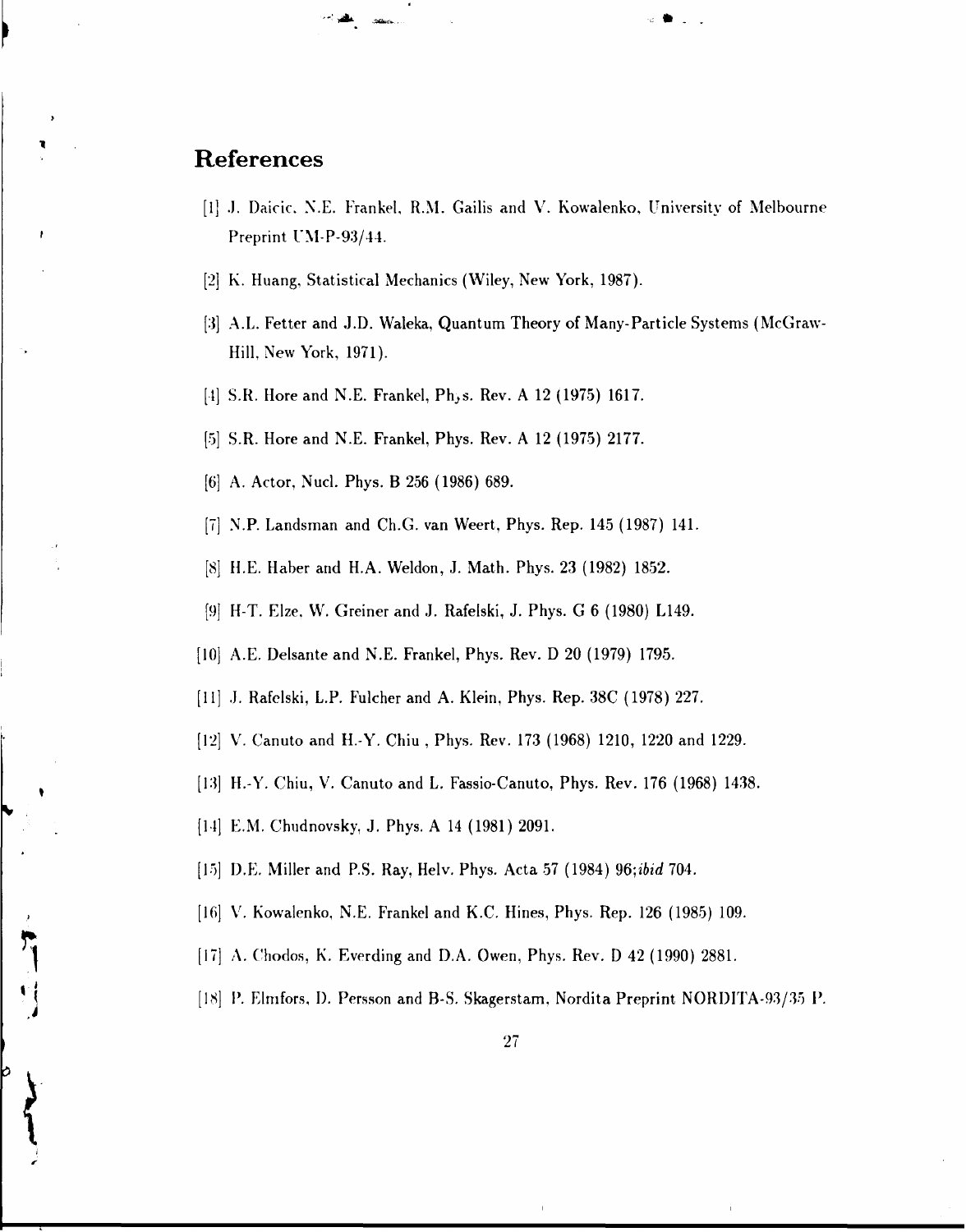# References

[1] J. Daicic, N.E. Frankel, R.M. Gailis and V. Kowalenko, University of Melbourne Preprint UM-P-93/44.

[2] K. Huang, Statistical Mechanics (Wiley, New York, 1987).

[3] A.L. Fetter and J.D. Waleka, Quantum Theory of Many-Particle Systems (McGraw-Hill, New York, 1971).

[4] S.R. Hore and N.E. Frankel, Phys. Rev. A 12 (1975) 1617.

[5] S.R. Hore and N.E. Frankel, Phys. Rev. A 12 (1975) 2177.

[6] A. Actor, Nucl. Phys. B 256 (1986) 689.

[7] N.P. Landsman and Ch.G. van Weert, Phys. Rep. 145 (1987) 141.

[8] H.E. Haber and H.A. Weldon, J. Math. Phys. 23 (1982) 1852.

[9] H-T. Elze, W. Greiner and J. Rafelski, J. Phys. G 6 (1980) L149.

[10] A.E. Delsante and N.E. Frankel, Phys. Rev. D 20 (1979) 1795.

[11] J. Rafelski, L.P. Fulcher and A. Klein, Phys. Rep. 38C (1978) 227.

[12] V. Canuto and H.-Y. Chiu , Phys. Rev. 173 (1968) 1210, 1220 and 1229.

[13] H.-Y. Chiu, V. Canuto and L. Fassio-Canuto, Phys. Rev. 176 (1968) 1438.

[14] E.M. Chudnovsky, J. Phys. A 14 (1981) 2091.

[15] D.E. Miller and P.S. Ray, Helv. Phys. Acta 57 (1984) 96;*ibid* 704.

[16] V. Kowalenko, N.E. Frankel and K.C. Hines, Phys. Rep. 126 (1985) 109.

[17] A. Chodos, K. Everding and D.A. Owen, Phys. Rev. D 42 (1990) 2881.

[18] P. Elmfors, D. Persson and B-S. Skagerstam, Nordita Preprint NORDITA-93/35 P.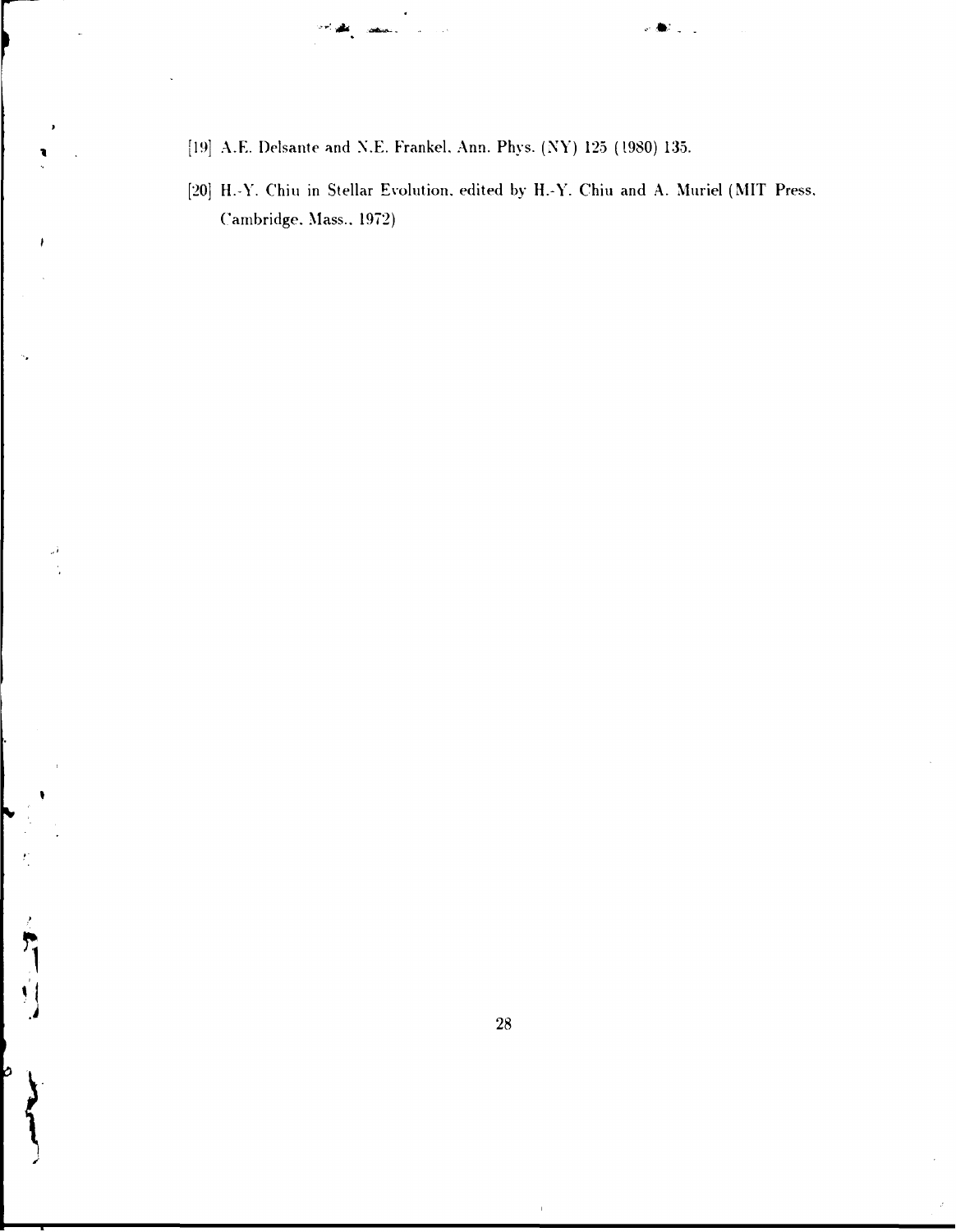[19] A.E. Delsante and N.E. Frankel, Ann. Phys. (NY) 125 (1980) 135.

[20] H.-Y. Chiu in Stellar Evolution, edited by H.-Y. Chiu and A. Muriel (MIT Press, Cambridge, Mass., 1972)